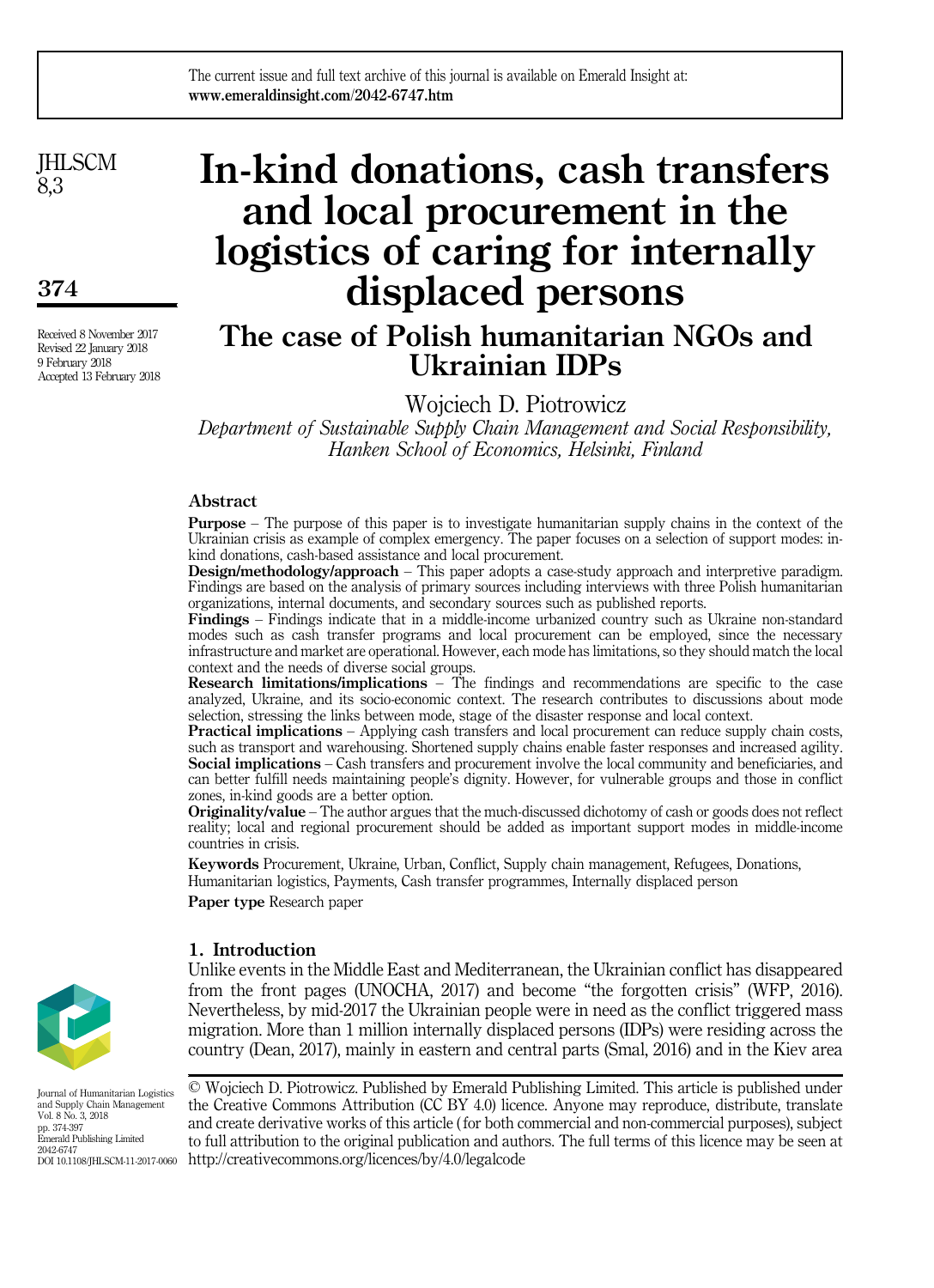The current issue and full text archive of this journal is available on Emerald Insight at: **www.emeraldinsight.com/2042-6747.htm**

Received 8 November 2017
Revised 22 January 2018
9 February 2018
Accepted 13 February 2018

# In-kind donations, cash transfers and local procurement in the logistics of caring for internally displaced persons

## The case of Polish humanitarian NGOs and Ukrainian IDPs

Wojciech D. Piotrowicz

*Department of Sustainable Supply Chain Management and Social Responsibility, Hanken School of Economics, Helsinki, Finland*

### Abstract

**Purpose** – The purpose of this paper is to investigate humanitarian supply chains in the context of the Ukrainian crisis as example of complex emergency. The paper focuses on a selection of support modes: in-kind donations, cash-based assistance and local procurement.

**Design/methodology/approach** – This paper adopts a case-study approach and interpretive paradigm. Findings are based on the analysis of primary sources including interviews with three Polish humanitarian organizations, internal documents, and secondary sources such as published reports.

**Findings** – Findings indicate that in a middle-income urbanized country such as Ukraine non-standard modes such as cash transfer programs and local procurement can be employed, since the necessary infrastructure and market are operational. However, each mode has limitations, so they should match the local context and the needs of diverse social groups.

**Research limitations/implications** – The findings and recommendations are specific to the case analyzed, Ukraine, and its socio-economic context. The research contributes to discussions about mode selection, stressing the links between mode, stage of the disaster response and local context.

**Practical implications** – Applying cash transfers and local procurement can reduce supply chain costs, such as transport and warehousing. Shortened supply chains enable faster responses and increased agility.

**Social implications** – Cash transfers and procurement involve the local community and beneficiaries, and can better fulfill needs maintaining people's dignity. However, for vulnerable groups and those in conflict zones, in-kind goods are a better option.

**Originality/value** – The author argues that the much-discussed dichotomy of cash or goods does not reflect reality; local and regional procurement should be added as important support modes in middle-income countries in crisis.

**Keywords** Procurement, Ukraine, Urban, Conflict, Supply chain management, Refugees, Donations, Humanitarian logistics, Payments, Cash transfer programmes, Internally displaced person

**Paper type** Research paper

### 1. Introduction

Unlike events in the Middle East and Mediterranean, the Ukrainian conflict has disappeared from the front pages (UNOCHA, 2017) and become "the forgotten crisis" (WFP, 2016). Nevertheless, by mid-2017 the Ukrainian people were in need as the conflict triggered mass migration. More than 1 million internally displaced persons (IDPs) were residing across the country (Dean, 2017), mainly in eastern and central parts (Smal, 2016) and in the Kiev area

© Wojciech D. Piotrowicz. Published by Emerald Publishing Limited. This article is published under the Creative Commons Attribution (CC BY 4.0) licence. Anyone may reproduce, distribute, translate and create derivative works of this article (for both commercial and non-commercial purposes), subject to full attribution to the original publication and authors. The full terms of this licence may be seen at http://creativecommons.org/licences/by/4.0/legalcode

Journal of Humanitarian Logistics and Supply Chain Management
Vol. 8 No. 3, 2018
pp. 374-397
Emerald Publishing Limited
2042-6747
DOI 10.1108/JHLSCM-11-2017-0060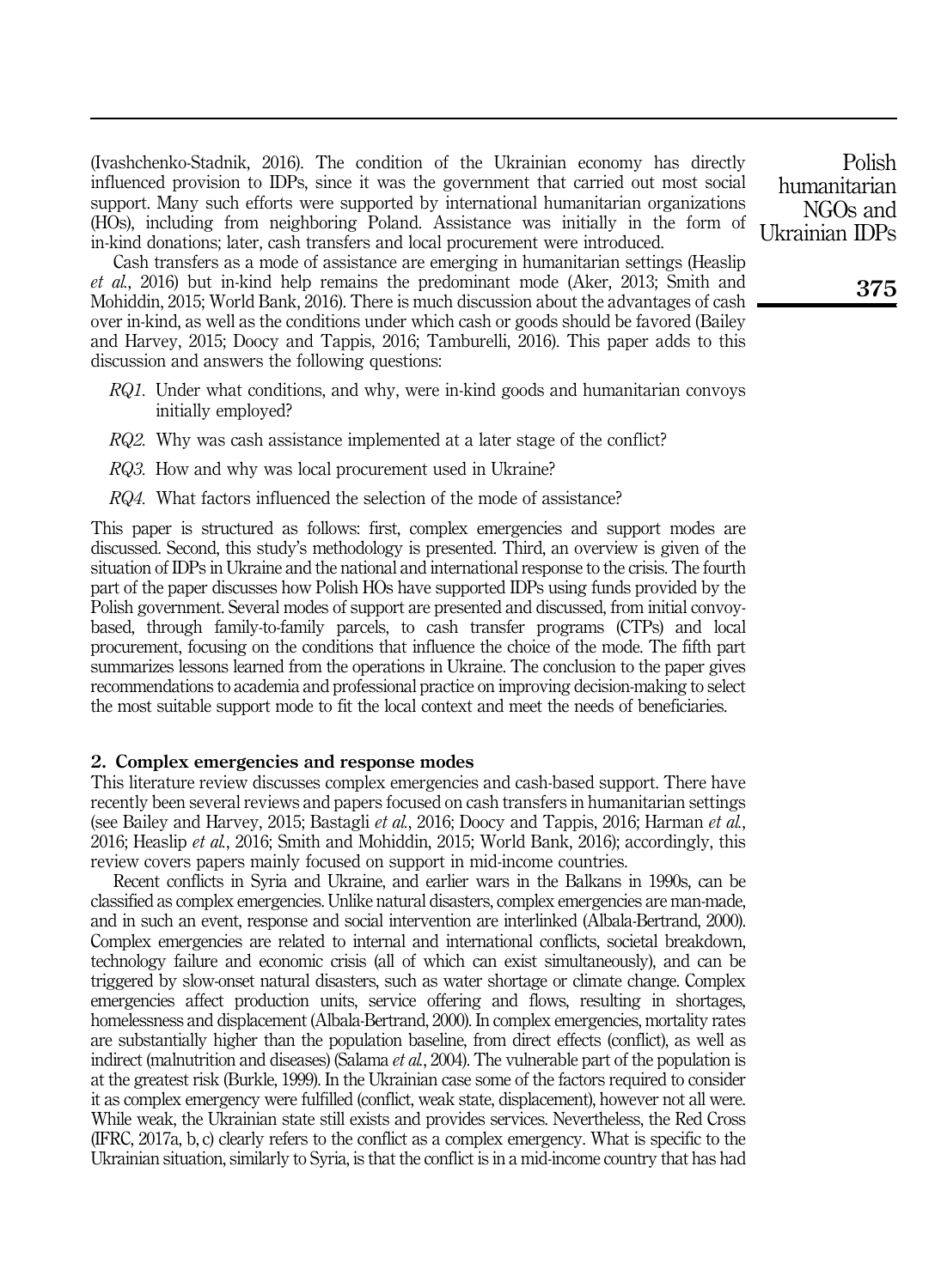(Ivashchenko-Stadnik, 2016). The condition of the Ukrainian economy has directly influenced provision to IDPs, since it was the government that carried out most social support. Many such efforts were supported by international humanitarian organizations (HOs), including from neighboring Poland. Assistance was initially in the form of in-kind donations; later, cash transfers and local procurement were introduced.

Cash transfers as a mode of assistance are emerging in humanitarian settings (Heaslip *et al.*, 2016) but in-kind help remains the predominant mode (Aker, 2013; Smith and Mohiddin, 2015; World Bank, 2016). There is much discussion about the advantages of cash over in-kind, as well as the conditions under which cash or goods should be favored (Bailey and Harvey, 2015; Doocy and Tappis, 2016; Tamburelli, 2016). This paper adds to this discussion and answers the following questions:

- *RQ1*. Under what conditions, and why, were in-kind goods and humanitarian convoys initially employed?
- *RQ2*. Why was cash assistance implemented at a later stage of the conflict?
- *RQ3*. How and why was local procurement used in Ukraine?
- *RQ4*. What factors influenced the selection of the mode of assistance?

This paper is structured as follows: first, complex emergencies and support modes are discussed. Second, this study's methodology is presented. Third, an overview is given of the situation of IDPs in Ukraine and the national and international response to the crisis. The fourth part of the paper discusses how Polish HOs have supported IDPs using funds provided by the Polish government. Several modes of support are presented and discussed, from initial convoy-based, through family-to-family parcels, to cash transfer programs (CTPs) and local procurement, focusing on the conditions that influence the choice of the mode. The fifth part summarizes lessons learned from the operations in Ukraine. The conclusion to the paper gives recommendations to academia and professional practice on improving decision-making to select the most suitable support mode to fit the local context and meet the needs of beneficiaries.

## 2. Complex emergencies and response modes

This literature review discusses complex emergencies and cash-based support. There have recently been several reviews and papers focused on cash transfers in humanitarian settings (see Bailey and Harvey, 2015; Bastagli *et al.*, 2016; Doocy and Tappis, 2016; Harman *et al.*, 2016; Heaslip *et al.*, 2016; Smith and Mohiddin, 2015; World Bank, 2016); accordingly, this review covers papers mainly focused on support in mid-income countries.

Recent conflicts in Syria and Ukraine, and earlier wars in the Balkans in 1990s, can be classified as complex emergencies. Unlike natural disasters, complex emergencies are man-made, and in such an event, response and social intervention are interlinked (Albala-Bertrand, 2000). Complex emergencies are related to internal and international conflicts, societal breakdown, technology failure and economic crisis (all of which can exist simultaneously), and can be triggered by slow-onset natural disasters, such as water shortage or climate change. Complex emergencies affect production units, service offering and flows, resulting in shortages, homelessness and displacement (Albala-Bertrand, 2000). In complex emergencies, mortality rates are substantially higher than the population baseline, from direct effects (conflict), as well as indirect (malnutrition and diseases) (Salama *et al.*, 2004). The vulnerable part of the population is at the greatest risk (Burkle, 1999). In the Ukrainian case some of the factors required to consider it as complex emergency were fulfilled (conflict, weak state, displacement), however not all were. While weak, the Ukrainian state still exists and provides services. Nevertheless, the Red Cross (IFRC, 2017a, b, c) clearly refers to the conflict as a complex emergency. What is specific to the Ukrainian situation, similarly to Syria, is that the conflict is in a mid-income country that has had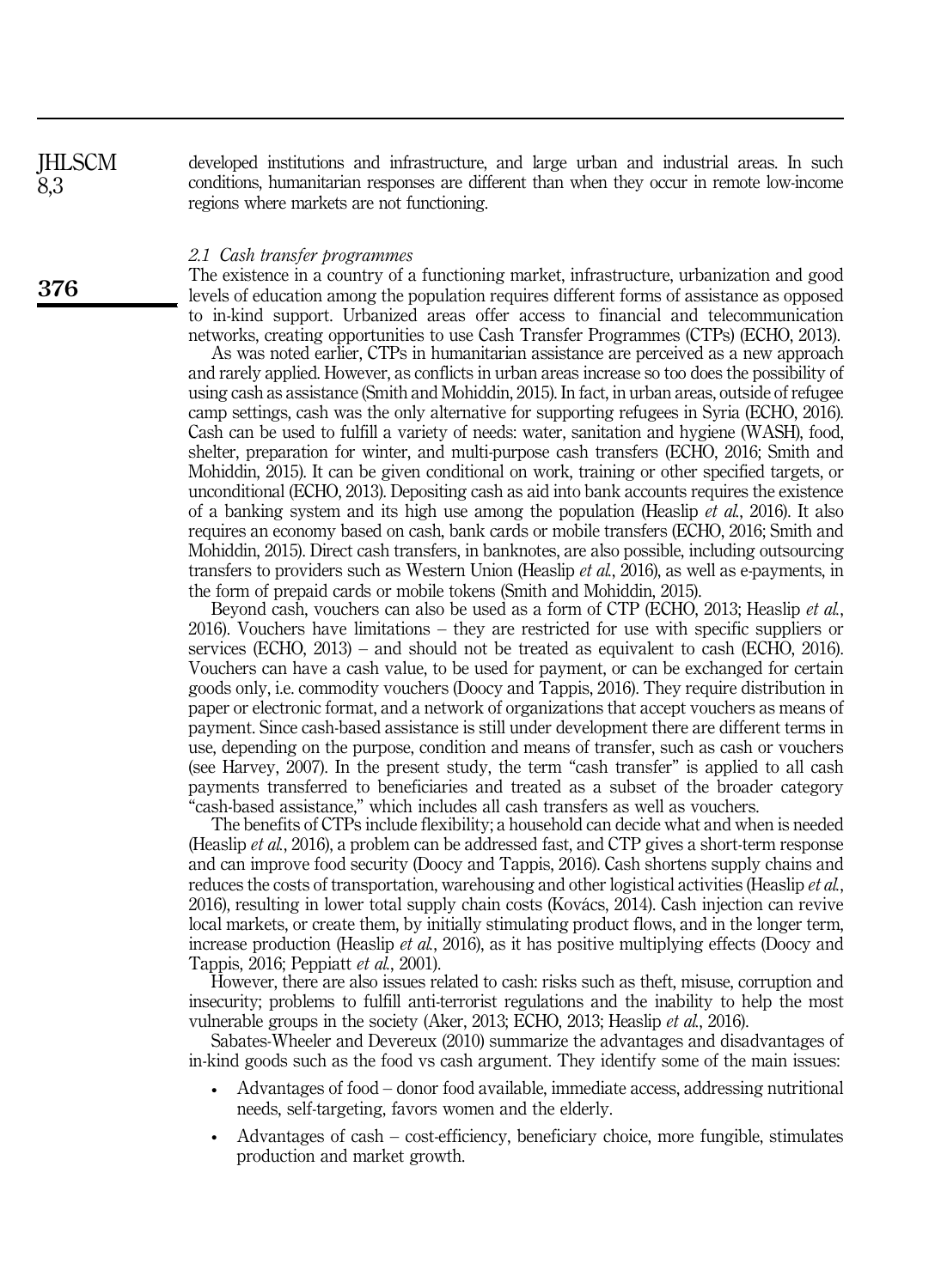developed institutions and infrastructure, and large urban and industrial areas. In such conditions, humanitarian responses are different than when they occur in remote low-income regions where markets are not functioning.

### 2.1 *Cash transfer programmes*

The existence in a country of a functioning market, infrastructure, urbanization and good levels of education among the population requires different forms of assistance as opposed to in-kind support. Urbanized areas offer access to financial and telecommunication networks, creating opportunities to use Cash Transfer Programmes (CTPs) (ECHO, 2013).

As was noted earlier, CTPs in humanitarian assistance are perceived as a new approach and rarely applied. However, as conflicts in urban areas increase so too does the possibility of using cash as assistance (Smith and Mohiddin, 2015). In fact, in urban areas, outside of refugee camp settings, cash was the only alternative for supporting refugees in Syria (ECHO, 2016). Cash can be used to fulfill a variety of needs: water, sanitation and hygiene (WASH), food, shelter, preparation for winter, and multi-purpose cash transfers (ECHO, 2016; Smith and Mohiddin, 2015). It can be given conditional on work, training or other specified targets, or unconditional (ECHO, 2013). Depositing cash as aid into bank accounts requires the existence of a banking system and its high use among the population (Heaslip *et al.*, 2016). It also requires an economy based on cash, bank cards or mobile transfers (ECHO, 2016; Smith and Mohiddin, 2015). Direct cash transfers, in banknotes, are also possible, including outsourcing transfers to providers such as Western Union (Heaslip *et al.*, 2016), as well as e-payments, in the form of prepaid cards or mobile tokens (Smith and Mohiddin, 2015).

Beyond cash, vouchers can also be used as a form of CTP (ECHO, 2013; Heaslip *et al.*, 2016). Vouchers have limitations – they are restricted for use with specific suppliers or services (ECHO, 2013) – and should not be treated as equivalent to cash (ECHO, 2016). Vouchers can have a cash value, to be used for payment, or can be exchanged for certain goods only, i.e. commodity vouchers (Doocy and Tappis, 2016). They require distribution in paper or electronic format, and a network of organizations that accept vouchers as means of payment. Since cash-based assistance is still under development there are different terms in use, depending on the purpose, condition and means of transfer, such as cash or vouchers (see Harvey, 2007). In the present study, the term "cash transfer" is applied to all cash payments transferred to beneficiaries and treated as a subset of the broader category "cash-based assistance," which includes all cash transfers as well as vouchers.

The benefits of CTPs include flexibility; a household can decide what and when is needed (Heaslip *et al.*, 2016), a problem can be addressed fast, and CTP gives a short-term response and can improve food security (Doocy and Tappis, 2016). Cash shortens supply chains and reduces the costs of transportation, warehousing and other logistical activities (Heaslip *et al.*, 2016), resulting in lower total supply chain costs (Kovács, 2014). Cash injection can revive local markets, or create them, by initially stimulating product flows, and in the longer term, increase production (Heaslip *et al.*, 2016), as it has positive multiplying effects (Doocy and Tappis, 2016; Peppiatt *et al.*, 2001).

However, there are also issues related to cash: risks such as theft, misuse, corruption and insecurity; problems to fulfill anti-terrorist regulations and the inability to help the most vulnerable groups in the society (Aker, 2013; ECHO, 2013; Heaslip *et al.*, 2016).

Sabates-Wheeler and Devereux (2010) summarize the advantages and disadvantages of in-kind goods such as the food vs cash argument. They identify some of the main issues:

- Advantages of food – donor food available, immediate access, addressing nutritional needs, self-targeting, favors women and the elderly.
- Advantages of cash – cost-efficiency, beneficiary choice, more fungible, stimulates production and market growth.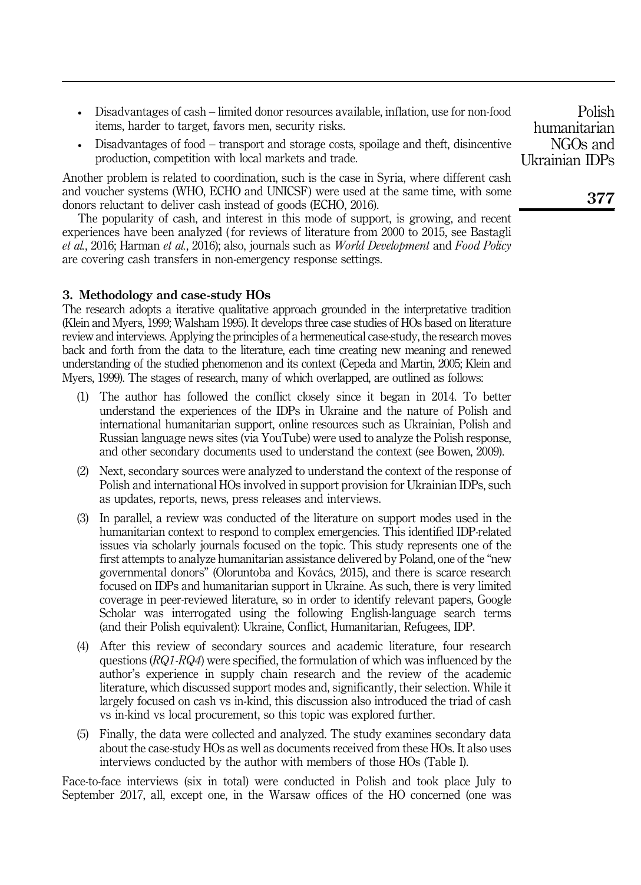- Disadvantages of cash – limited donor resources available, inflation, use for non-food items, harder to target, favors men, security risks.
- Disadvantages of food – transport and storage costs, spoilage and theft, disincentive production, competition with local markets and trade.

Another problem is related to coordination, such is the case in Syria, where different cash and voucher systems (WHO, ECHO and UNICSF) were used at the same time, with some donors reluctant to deliver cash instead of goods (ECHO, 2016).

The popularity of cash, and interest in this mode of support, is growing, and recent experiences have been analyzed (for reviews of literature from 2000 to 2015, see Bastagli *et al.*, 2016; Harman *et al.*, 2016); also, journals such as *World Development* and *Food Policy* are covering cash transfers in non-emergency response settings.

## 3. Methodology and case-study HOs

The research adopts a iterative qualitative approach grounded in the interpretative tradition (Klein and Myers, 1999; Walsham 1995). It develops three case studies of HOs based on literature review and interviews. Applying the principles of a hermeneutical case-study, the research moves back and forth from the data to the literature, each time creating new meaning and renewed understanding of the studied phenomenon and its context (Cepeda and Martin, 2005; Klein and Myers, 1999). The stages of research, many of which overlapped, are outlined as follows:

1. The author has followed the conflict closely since it began in 2014. To better understand the experiences of the IDPs in Ukraine and the nature of Polish and international humanitarian support, online resources such as Ukrainian, Polish and Russian language news sites (via YouTube) were used to analyze the Polish response, and other secondary documents used to understand the context (see Bowen, 2009).
2. Next, secondary sources were analyzed to understand the context of the response of Polish and international HOs involved in support provision for Ukrainian IDPs, such as updates, reports, news, press releases and interviews.
3. In parallel, a review was conducted of the literature on support modes used in the humanitarian context to respond to complex emergencies. This identified IDP-related issues via scholarly journals focused on the topic. This study represents one of the first attempts to analyze humanitarian assistance delivered by Poland, one of the "new governmental donors" (Oloruntoba and Kovács, 2015), and there is scarce research focused on IDPs and humanitarian support in Ukraine. As such, there is very limited coverage in peer-reviewed literature, so in order to identify relevant papers, Google Scholar was interrogated using the following English-language search terms (and their Polish equivalent): Ukraine, Conflict, Humanitarian, Refugees, IDP.
4. After this review of secondary sources and academic literature, four research questions (*RQ1-RQ4*) were specified, the formulation of which was influenced by the author's experience in supply chain research and the review of the academic literature, which discussed support modes and, significantly, their selection. While it largely focused on cash vs in-kind, this discussion also introduced the triad of cash vs in-kind vs local procurement, so this topic was explored further.
5. Finally, the data were collected and analyzed. The study examines secondary data about the case-study HOs as well as documents received from these HOs. It also uses interviews conducted by the author with members of those HOs (Table I).

Face-to-face interviews (six in total) were conducted in Polish and took place July to September 2017, all, except one, in the Warsaw offices of the HO concerned (one was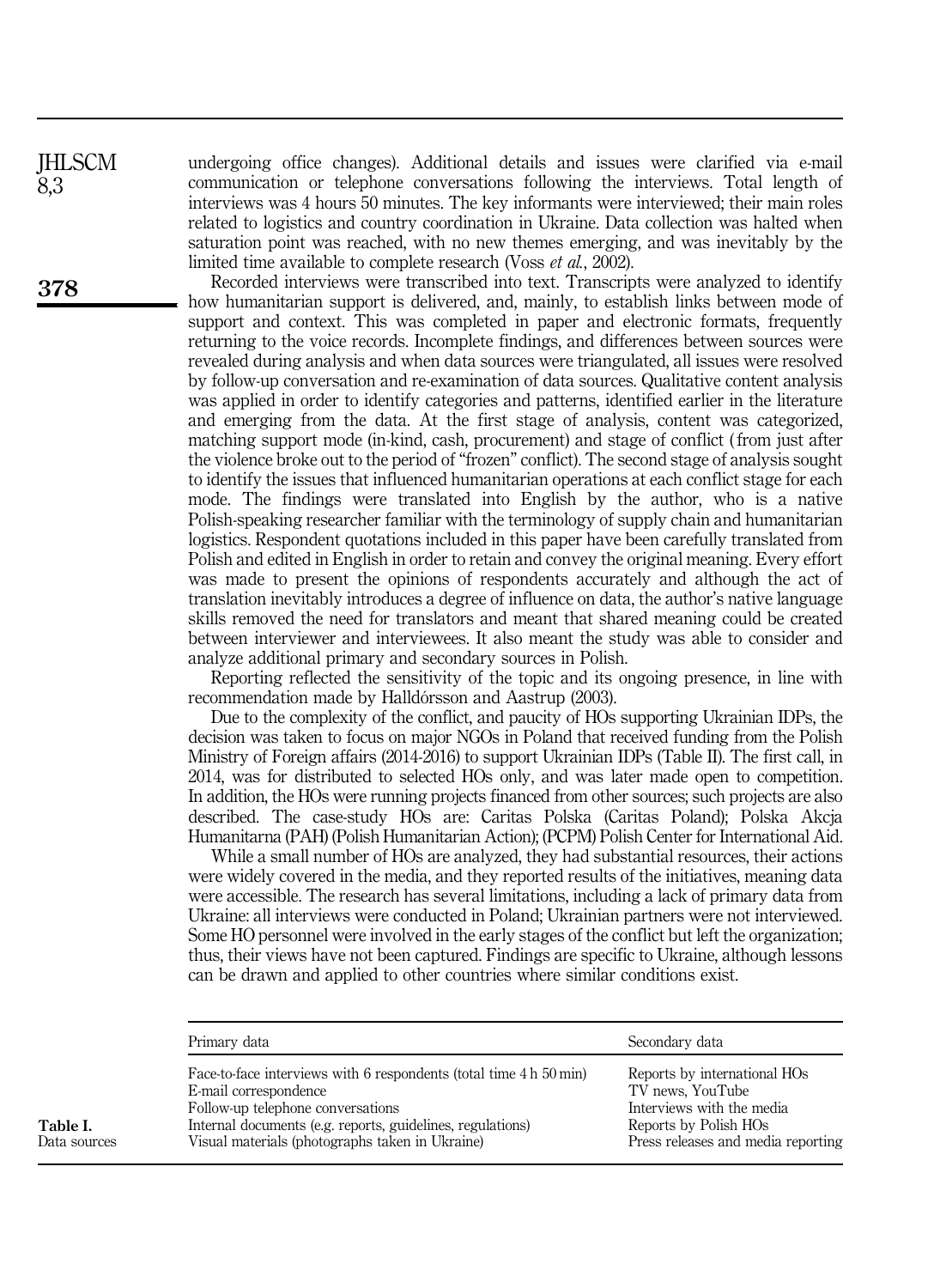undergoing office changes). Additional details and issues were clarified via e-mail communication or telephone conversations following the interviews. Total length of interviews was 4 hours 50 minutes. The key informants were interviewed; their main roles related to logistics and country coordination in Ukraine. Data collection was halted when saturation point was reached, with no new themes emerging, and was inevitably by the limited time available to complete research (Voss *et al.*, 2002).

Recorded interviews were transcribed into text. Transcripts were analyzed to identify how humanitarian support is delivered, and, mainly, to establish links between mode of support and context. This was completed in paper and electronic formats, frequently returning to the voice records. Incomplete findings, and differences between sources were revealed during analysis and when data sources were triangulated, all issues were resolved by follow-up conversation and re-examination of data sources. Qualitative content analysis was applied in order to identify categories and patterns, identified earlier in the literature and emerging from the data. At the first stage of analysis, content was categorized, matching support mode (in-kind, cash, procurement) and stage of conflict (from just after the violence broke out to the period of "frozen" conflict). The second stage of analysis sought to identify the issues that influenced humanitarian operations at each conflict stage for each mode. The findings were translated into English by the author, who is a native Polish-speaking researcher familiar with the terminology of supply chain and humanitarian logistics. Respondent quotations included in this paper have been carefully translated from Polish and edited in English in order to retain and convey the original meaning. Every effort was made to present the opinions of respondents accurately and although the act of translation inevitably introduces a degree of influence on data, the author's native language skills removed the need for translators and meant that shared meaning could be created between interviewer and interviewees. It also meant the study was able to consider and analyze additional primary and secondary sources in Polish.

Reporting reflected the sensitivity of the topic and its ongoing presence, in line with recommendation made by Halldórsson and Aastrup (2003).

Due to the complexity of the conflict, and paucity of HOs supporting Ukrainian IDPs, the decision was taken to focus on major NGOs in Poland that received funding from the Polish Ministry of Foreign affairs (2014-2016) to support Ukrainian IDPs (Table II). The first call, in 2014, was for distributed to selected HOs only, and was later made open to competition. In addition, the HOs were running projects financed from other sources; such projects are also described. The case-study HOs are: Caritas Polska (Caritas Poland); Polska Akcja Humanitarna (PAH) (Polish Humanitarian Action); (PCPM) Polish Center for International Aid.

While a small number of HOs are analyzed, they had substantial resources, their actions were widely covered in the media, and they reported results of the initiatives, meaning data were accessible. The research has several limitations, including a lack of primary data from Ukraine: all interviews were conducted in Poland; Ukrainian partners were not interviewed. Some HO personnel were involved in the early stages of the conflict but left the organization; thus, their views have not been captured. Findings are specific to Ukraine, although lessons can be drawn and applied to other countries where similar conditions exist.

| Primary data | Secondary data |
|---|---|
| Face-to-face interviews with 6 respondents (total time 4 h 50 min) | Reports by international HOs |
| E-mail correspondence | TV news, YouTube |
| Follow-up telephone conversations | Interviews with the media |
| Internal documents (e.g. reports, guidelines, regulations) | Reports by Polish HOs |
| Visual materials (photographs taken in Ukraine) | Press releases and media reporting |

**Table I.** Data sources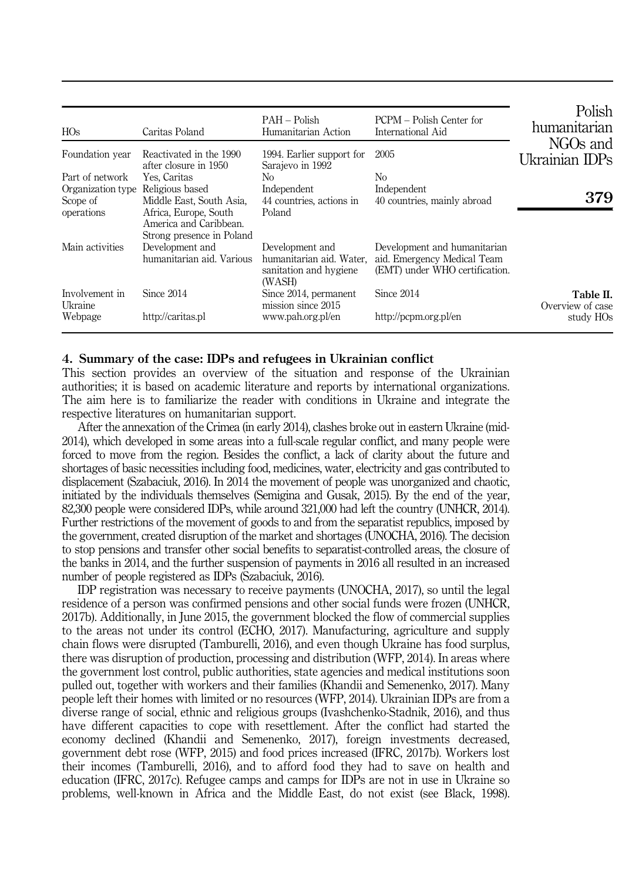| HOs | Caritas Poland | PAH – Polish Humanitarian Action | PCPM – Polish Center for International Aid |
|---|---|---|---|
| Foundation year | Reactivated in the 1990 after closure in 1950 | 1994. Earlier support for Sarajevo in 1992 | 2005 |
| Part of network | Yes, Caritas | No | No |
| Organization type | Religious based | Independent | Independent |
| Scope of operations | Middle East, South Asia, Africa, Europe, South America and Caribbean. Strong presence in Poland | 44 countries, actions in Poland | 40 countries, mainly abroad |
| Main activities | Development and humanitarian aid. Various | Development and humanitarian aid. Water, sanitation and hygiene (WASH) | Development and humanitarian aid. Emergency Medical Team (EMT) under WHO certification. |
| Involvement in Ukraine | Since 2014 | Since 2014, permanent mission since 2015 | Since 2014 |
| Webpage | http://caritas.pl | www.pah.org.pl/en | http://pcpm.org.pl/en |

**Table II.** Overview of case study HOs

## 4. Summary of the case: IDPs and refugees in Ukrainian conflict

This section provides an overview of the situation and response of the Ukrainian authorities; it is based on academic literature and reports by international organizations. The aim here is to familiarize the reader with conditions in Ukraine and integrate the respective literatures on humanitarian support.

After the annexation of the Crimea (in early 2014), clashes broke out in eastern Ukraine (mid-2014), which developed in some areas into a full-scale regular conflict, and many people were forced to move from the region. Besides the conflict, a lack of clarity about the future and shortages of basic necessities including food, medicines, water, electricity and gas contributed to displacement (Szabaciuk, 2016). In 2014 the movement of people was unorganized and chaotic, initiated by the individuals themselves (Semigina and Gusak, 2015). By the end of the year, 82,300 people were considered IDPs, while around 321,000 had left the country (UNHCR, 2014). Further restrictions of the movement of goods to and from the separatist republics, imposed by the government, created disruption of the market and shortages (UNOCHA, 2016). The decision to stop pensions and transfer other social benefits to separatist-controlled areas, the closure of the banks in 2014, and the further suspension of payments in 2016 all resulted in an increased number of people registered as IDPs (Szabaciuk, 2016).

IDP registration was necessary to receive payments (UNOCHA, 2017), so until the legal residence of a person was confirmed pensions and other social funds were frozen (UNHCR, 2017b). Additionally, in June 2015, the government blocked the flow of commercial supplies to the areas not under its control (ECHO, 2017). Manufacturing, agriculture and supply chain flows were disrupted (Tamburelli, 2016), and even though Ukraine has food surplus, there was disruption of production, processing and distribution (WFP, 2014). In areas where the government lost control, public authorities, state agencies and medical institutions soon pulled out, together with workers and their families (Khandii and Semenenko, 2017). Many people left their homes with limited or no resources (WFP, 2014). Ukrainian IDPs are from a diverse range of social, ethnic and religious groups (Ivashchenko-Stadnik, 2016), and thus have different capacities to cope with resettlement. After the conflict had started the economy declined (Khandii and Semenenko, 2017), foreign investments decreased, government debt rose (WFP, 2015) and food prices increased (IFRC, 2017b). Workers lost their incomes (Tamburelli, 2016), and to afford food they had to save on health and education (IFRC, 2017c). Refugee camps and camps for IDPs are not in use in Ukraine so problems, well-known in Africa and the Middle East, do not exist (see Black, 1998).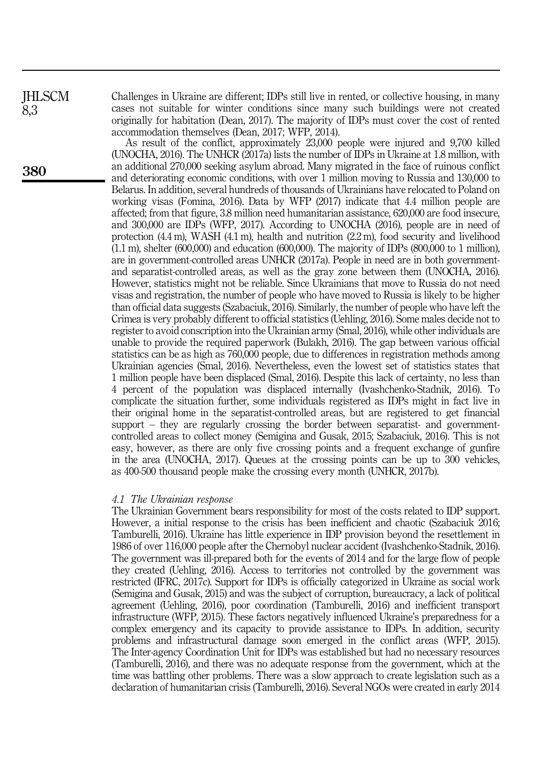Challenges in Ukraine are different; IDPs still live in rented, or collective housing, in many cases not suitable for winter conditions since many such buildings were not created originally for habitation (Dean, 2017). The majority of IDPs must cover the cost of rented accommodation themselves (Dean, 2017; WFP, 2014).

As result of the conflict, approximately 23,000 people were injured and 9,700 killed (UNOCHA, 2016). The UNHCR (2017a) lists the number of IDPs in Ukraine at 1.8 million, with an additional 270,000 seeking asylum abroad. Many migrated in the face of ruinous conflict and deteriorating economic conditions, with over 1 million moving to Russia and 130,000 to Belarus. In addition, several hundreds of thousands of Ukrainians have relocated to Poland on working visas (Fomina, 2016). Data by WFP (2017) indicate that 4.4 million people are affected; from that figure, 3.8 million need humanitarian assistance, 620,000 are food insecure, and 300,000 are IDPs (WFP, 2017). According to UNOCHA (2016), people are in need of protection (4.4 m), WASH (4.1 m), health and nutrition (2.2 m), food security and livelihood (1.1 m), shelter (600,000) and education (600,000). The majority of IDPs (800,000 to 1 million), are in government-controlled areas UNHCR (2017a). People in need are in both government- and separatist-controlled areas, as well as the gray zone between them (UNOCHA, 2016). However, statistics might not be reliable. Since Ukrainians that move to Russia do not need visas and registration, the number of people who have moved to Russia is likely to be higher than official data suggests (Szabaciuk, 2016). Similarly, the number of people who have left the Crimea is very probably different to official statistics (Uehling, 2016). Some males decide not to register to avoid conscription into the Ukrainian army (Smal, 2016), while other individuals are unable to provide the required paperwork (Bulakh, 2016). The gap between various official statistics can be as high as 760,000 people, due to differences in registration methods among Ukrainian agencies (Smal, 2016). Nevertheless, even the lowest set of statistics states that 1 million people have been displaced (Smal, 2016). Despite this lack of certainty, no less than 4 percent of the population was displaced internally (Ivashchenko-Stadnik, 2016). To complicate the situation further, some individuals registered as IDPs might in fact live in their original home in the separatist-controlled areas, but are registered to get financial support – they are regularly crossing the border between separatist- and government-controlled areas to collect money (Semigina and Gusak, 2015; Szabaciuk, 2016). This is not easy, however, as there are only five crossing points and a frequent exchange of gunfire in the area (UNOCHA, 2017). Queues at the crossing points can be up to 300 vehicles, as 400-500 thousand people make the crossing every month (UNHCR, 2017b).

### *4.1 The Ukrainian response*

The Ukrainian Government bears responsibility for most of the costs related to IDP support. However, a initial response to the crisis has been inefficient and chaotic (Szabaciuk 2016; Tamburelli, 2016). Ukraine has little experience in IDP provision beyond the resettlement in 1986 of over 116,000 people after the Chernobyl nuclear accident (Ivashchenko-Stadnik, 2016). The government was ill-prepared both for the events of 2014 and for the large flow of people they created (Uehling, 2016). Access to territories not controlled by the government was restricted (IFRC, 2017c). Support for IDPs is officially categorized in Ukraine as social work (Semigina and Gusak, 2015) and was the subject of corruption, bureaucracy, a lack of political agreement (Uehling, 2016), poor coordination (Tamburelli, 2016) and inefficient transport infrastructure (WFP, 2015). These factors negatively influenced Ukraine's preparedness for a complex emergency and its capacity to provide assistance to IDPs. In addition, security problems and infrastructural damage soon emerged in the conflict areas (WFP, 2015). The Inter-agency Coordination Unit for IDPs was established but had no necessary resources (Tamburelli, 2016), and there was no adequate response from the government, which at the time was battling other problems. There was a slow approach to create legislation such as a declaration of humanitarian crisis (Tamburelli, 2016). Several NGOs were created in early 2014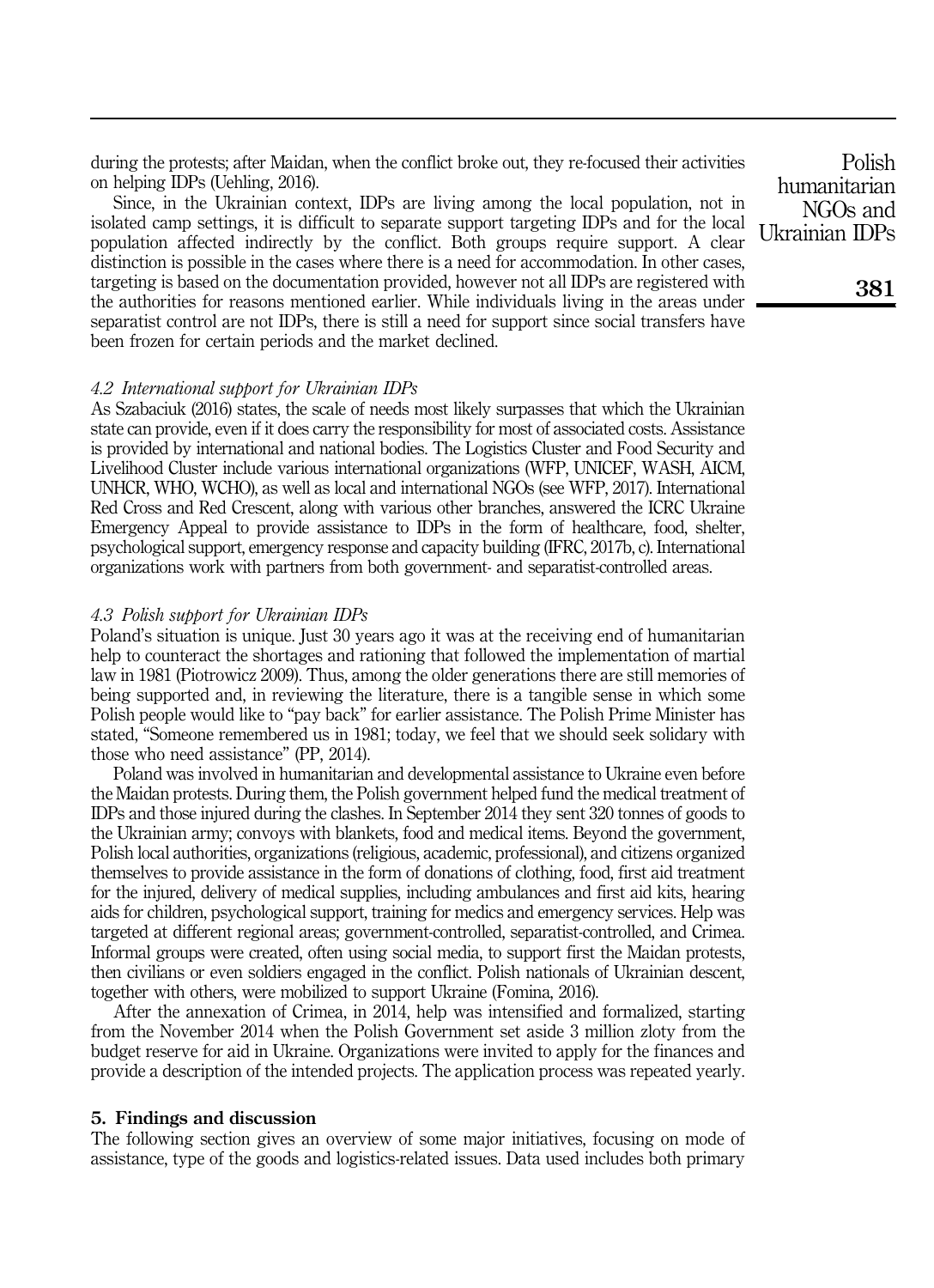during the protests; after Maidan, when the conflict broke out, they re-focused their activities on helping IDPs (Uehling, 2016).

Since, in the Ukrainian context, IDPs are living among the local population, not in isolated camp settings, it is difficult to separate support targeting IDPs and for the local population affected indirectly by the conflict. Both groups require support. A clear distinction is possible in the cases where there is a need for accommodation. In other cases, targeting is based on the documentation provided, however not all IDPs are registered with the authorities for reasons mentioned earlier. While individuals living in the areas under separatist control are not IDPs, there is still a need for support since social transfers have been frozen for certain periods and the market declined.

### *4.2 International support for Ukrainian IDPs*

As Szabaciuk (2016) states, the scale of needs most likely surpasses that which the Ukrainian state can provide, even if it does carry the responsibility for most of associated costs. Assistance is provided by international and national bodies. The Logistics Cluster and Food Security and Livelihood Cluster include various international organizations (WFP, UNICEF, WASH, AICM, UNHCR, WHO, WCHO), as well as local and international NGOs (see WFP, 2017). International Red Cross and Red Crescent, along with various other branches, answered the ICRC Ukraine Emergency Appeal to provide assistance to IDPs in the form of healthcare, food, shelter, psychological support, emergency response and capacity building (IFRC, 2017b, c). International organizations work with partners from both government- and separatist-controlled areas.

### *4.3 Polish support for Ukrainian IDPs*

Poland's situation is unique. Just 30 years ago it was at the receiving end of humanitarian help to counteract the shortages and rationing that followed the implementation of martial law in 1981 (Piotrowicz 2009). Thus, among the older generations there are still memories of being supported and, in reviewing the literature, there is a tangible sense in which some Polish people would like to "pay back" for earlier assistance. The Polish Prime Minister has stated, "Someone remembered us in 1981; today, we feel that we should seek solidary with those who need assistance" (PP, 2014).

Poland was involved in humanitarian and developmental assistance to Ukraine even before the Maidan protests. During them, the Polish government helped fund the medical treatment of IDPs and those injured during the clashes. In September 2014 they sent 320 tonnes of goods to the Ukrainian army; convoys with blankets, food and medical items. Beyond the government, Polish local authorities, organizations (religious, academic, professional), and citizens organized themselves to provide assistance in the form of donations of clothing, food, first aid treatment for the injured, delivery of medical supplies, including ambulances and first aid kits, hearing aids for children, psychological support, training for medics and emergency services. Help was targeted at different regional areas; government-controlled, separatist-controlled, and Crimea. Informal groups were created, often using social media, to support first the Maidan protests, then civilians or even soldiers engaged in the conflict. Polish nationals of Ukrainian descent, together with others, were mobilized to support Ukraine (Fomina, 2016).

After the annexation of Crimea, in 2014, help was intensified and formalized, starting from the November 2014 when the Polish Government set aside 3 million zloty from the budget reserve for aid in Ukraine. Organizations were invited to apply for the finances and provide a description of the intended projects. The application process was repeated yearly.

## 5. Findings and discussion

The following section gives an overview of some major initiatives, focusing on mode of assistance, type of the goods and logistics-related issues. Data used includes both primary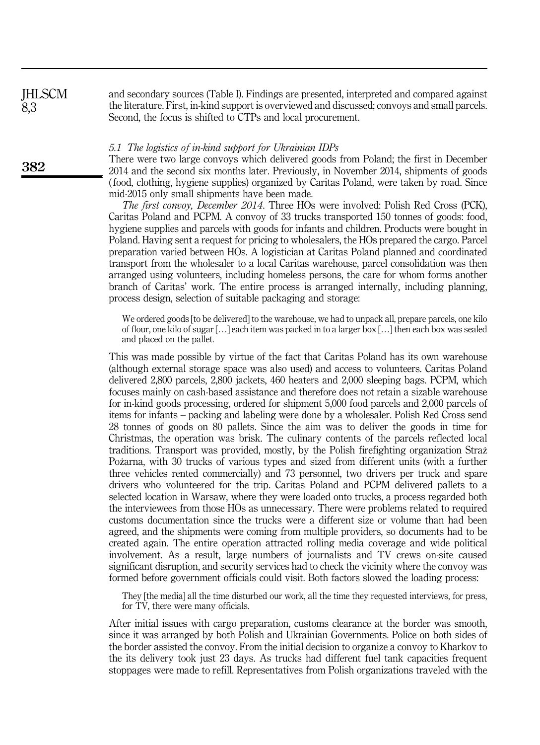and secondary sources (Table I). Findings are presented, interpreted and compared against the literature. First, in-kind support is overviewed and discussed; convoys and small parcels. Second, the focus is shifted to CTPs and local procurement.

### *5.1 The logistics of in-kind support for Ukrainian IDPs*

There were two large convoys which delivered goods from Poland; the first in December 2014 and the second six months later. Previously, in November 2014, shipments of goods (food, clothing, hygiene supplies) organized by Caritas Poland, were taken by road. Since mid-2015 only small shipments have been made.

*The first convoy, December 2014*. Three HOs were involved: Polish Red Cross (PCK), Caritas Poland and PCPM. A convoy of 33 trucks transported 150 tonnes of goods: food, hygiene supplies and parcels with goods for infants and children. Products were bought in Poland. Having sent a request for pricing to wholesalers, the HOs prepared the cargo. Parcel preparation varied between HOs. A logistician at Caritas Poland planned and coordinated transport from the wholesaler to a local Caritas warehouse, parcel consolidation was then arranged using volunteers, including homeless persons, the care for whom forms another branch of Caritas' work. The entire process is arranged internally, including planning, process design, selection of suitable packaging and storage:

> We ordered goods [to be delivered] to the warehouse, we had to unpack all, prepare parcels, one kilo of flour, one kilo of sugar […] each item was packed in to a larger box […] then each box was sealed and placed on the pallet.

This was made possible by virtue of the fact that Caritas Poland has its own warehouse (although external storage space was also used) and access to volunteers. Caritas Poland delivered 2,800 parcels, 2,800 jackets, 460 heaters and 2,000 sleeping bags. PCPM, which focuses mainly on cash-based assistance and therefore does not retain a sizable warehouse for in-kind goods processing, ordered for shipment 5,000 food parcels and 2,000 parcels of items for infants – packing and labeling were done by a wholesaler. Polish Red Cross send 28 tonnes of goods on 80 pallets. Since the aim was to deliver the goods in time for Christmas, the operation was brisk. The culinary contents of the parcels reflected local traditions. Transport was provided, mostly, by the Polish firefighting organization Straż Pożarna, with 30 trucks of various types and sized from different units (with a further three vehicles rented commercially) and 73 personnel, two drivers per truck and spare drivers who volunteered for the trip. Caritas Poland and PCPM delivered pallets to a selected location in Warsaw, where they were loaded onto trucks, a process regarded both the interviewees from those HOs as unnecessary. There were problems related to required customs documentation since the trucks were a different size or volume than had been agreed, and the shipments were coming from multiple providers, so documents had to be created again. The entire operation attracted rolling media coverage and wide political involvement. As a result, large numbers of journalists and TV crews on-site caused significant disruption, and security services had to check the vicinity where the convoy was formed before government officials could visit. Both factors slowed the loading process:

> They [the media] all the time disturbed our work, all the time they requested interviews, for press, for TV, there were many officials.

After initial issues with cargo preparation, customs clearance at the border was smooth, since it was arranged by both Polish and Ukrainian Governments. Police on both sides of the border assisted the convoy. From the initial decision to organize a convoy to Kharkov to the its delivery took just 23 days. As trucks had different fuel tank capacities frequent stoppages were made to refill. Representatives from Polish organizations traveled with the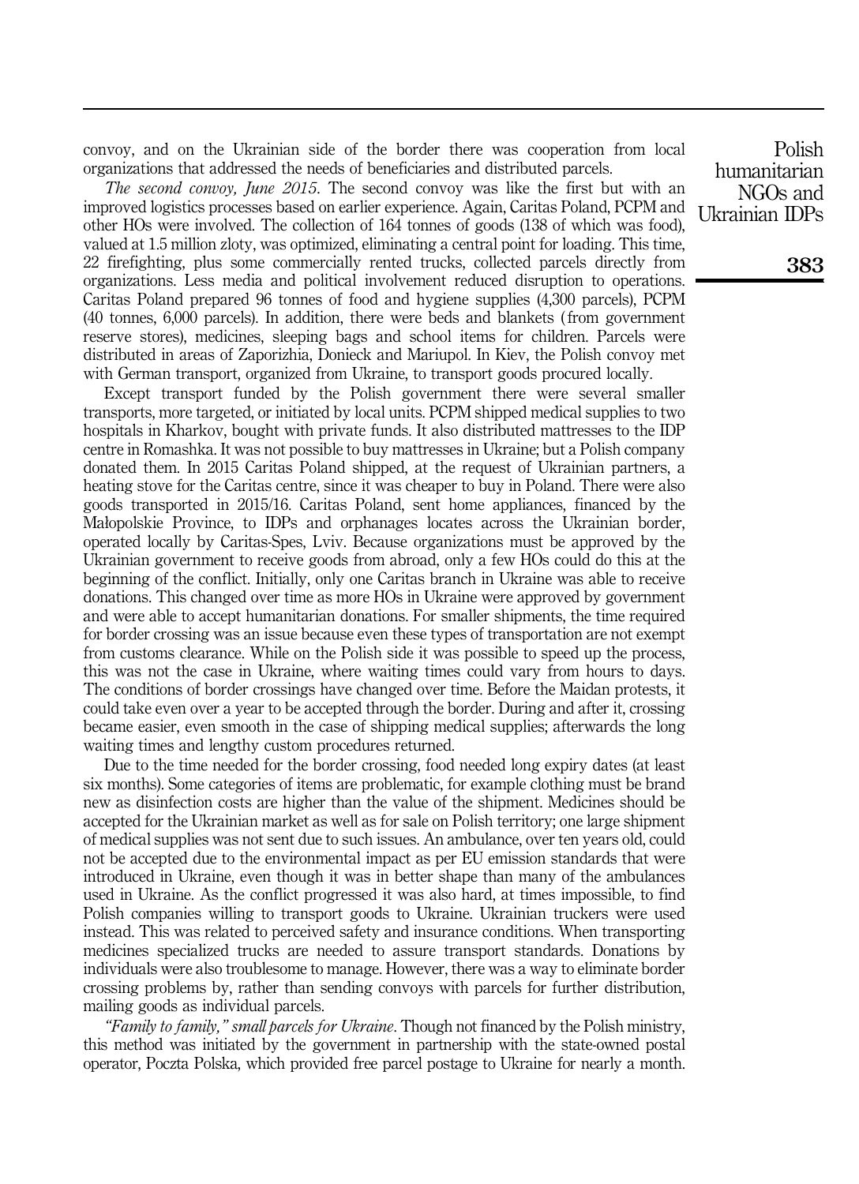convoy, and on the Ukrainian side of the border there was cooperation from local organizations that addressed the needs of beneficiaries and distributed parcels.

*The second convoy, June 2015*. The second convoy was like the first but with an improved logistics processes based on earlier experience. Again, Caritas Poland, PCPM and other HOs were involved. The collection of 164 tonnes of goods (138 of which was food), valued at 1.5 million zloty, was optimized, eliminating a central point for loading. This time, 22 firefighting, plus some commercially rented trucks, collected parcels directly from organizations. Less media and political involvement reduced disruption to operations. Caritas Poland prepared 96 tonnes of food and hygiene supplies (4,300 parcels), PCPM (40 tonnes, 6,000 parcels). In addition, there were beds and blankets (from government reserve stores), medicines, sleeping bags and school items for children. Parcels were distributed in areas of Zaporizhia, Donieck and Mariupol. In Kiev, the Polish convoy met with German transport, organized from Ukraine, to transport goods procured locally.

Except transport funded by the Polish government there were several smaller transports, more targeted, or initiated by local units. PCPM shipped medical supplies to two hospitals in Kharkov, bought with private funds. It also distributed mattresses to the IDP centre in Romashka. It was not possible to buy mattresses in Ukraine; but a Polish company donated them. In 2015 Caritas Poland shipped, at the request of Ukrainian partners, a heating stove for the Caritas centre, since it was cheaper to buy in Poland. There were also goods transported in 2015/16. Caritas Poland, sent home appliances, financed by the Małopolskie Province, to IDPs and orphanages locates across the Ukrainian border, operated locally by Caritas-Spes, Lviv. Because organizations must be approved by the Ukrainian government to receive goods from abroad, only a few HOs could do this at the beginning of the conflict. Initially, only one Caritas branch in Ukraine was able to receive donations. This changed over time as more HOs in Ukraine were approved by government and were able to accept humanitarian donations. For smaller shipments, the time required for border crossing was an issue because even these types of transportation are not exempt from customs clearance. While on the Polish side it was possible to speed up the process, this was not the case in Ukraine, where waiting times could vary from hours to days. The conditions of border crossings have changed over time. Before the Maidan protests, it could take even over a year to be accepted through the border. During and after it, crossing became easier, even smooth in the case of shipping medical supplies; afterwards the long waiting times and lengthy custom procedures returned.

Due to the time needed for the border crossing, food needed long expiry dates (at least six months). Some categories of items are problematic, for example clothing must be brand new as disinfection costs are higher than the value of the shipment. Medicines should be accepted for the Ukrainian market as well as for sale on Polish territory; one large shipment of medical supplies was not sent due to such issues. An ambulance, over ten years old, could not be accepted due to the environmental impact as per EU emission standards that were introduced in Ukraine, even though it was in better shape than many of the ambulances used in Ukraine. As the conflict progressed it was also hard, at times impossible, to find Polish companies willing to transport goods to Ukraine. Ukrainian truckers were used instead. This was related to perceived safety and insurance conditions. When transporting medicines specialized trucks are needed to assure transport standards. Donations by individuals were also troublesome to manage. However, there was a way to eliminate border crossing problems by, rather than sending convoys with parcels for further distribution, mailing goods as individual parcels.

*"Family to family," small parcels for Ukraine*. Though not financed by the Polish ministry, this method was initiated by the government in partnership with the state-owned postal operator, Poczta Polska, which provided free parcel postage to Ukraine for nearly a month.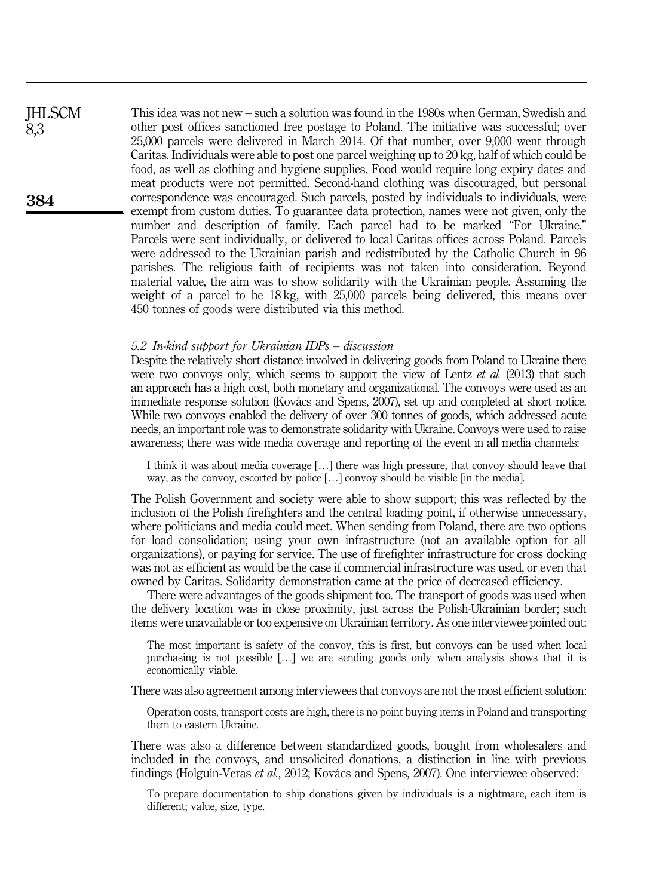This idea was not new – such a solution was found in the 1980s when German, Swedish and other post offices sanctioned free postage to Poland. The initiative was successful; over 25,000 parcels were delivered in March 2014. Of that number, over 9,000 went through Caritas. Individuals were able to post one parcel weighing up to 20 kg, half of which could be food, as well as clothing and hygiene supplies. Food would require long expiry dates and meat products were not permitted. Second-hand clothing was discouraged, but personal correspondence was encouraged. Such parcels, posted by individuals to individuals, were exempt from custom duties. To guarantee data protection, names were not given, only the number and description of family. Each parcel had to be marked "For Ukraine." Parcels were sent individually, or delivered to local Caritas offices across Poland. Parcels were addressed to the Ukrainian parish and redistributed by the Catholic Church in 96 parishes. The religious faith of recipients was not taken into consideration. Beyond material value, the aim was to show solidarity with the Ukrainian people. Assuming the weight of a parcel to be 18 kg, with 25,000 parcels being delivered, this means over 450 tonnes of goods were distributed via this method.

### *5.2 In-kind support for Ukrainian IDPs – discussion*

Despite the relatively short distance involved in delivering goods from Poland to Ukraine there were two convoys only, which seems to support the view of Lentz *et al.* (2013) that such an approach has a high cost, both monetary and organizational. The convoys were used as an immediate response solution (Kovács and Spens, 2007), set up and completed at short notice. While two convoys enabled the delivery of over 300 tonnes of goods, which addressed acute needs, an important role was to demonstrate solidarity with Ukraine. Convoys were used to raise awareness; there was wide media coverage and reporting of the event in all media channels:

> I think it was about media coverage […] there was high pressure, that convoy should leave that way, as the convoy, escorted by police […] convoy should be visible [in the media].

The Polish Government and society were able to show support; this was reflected by the inclusion of the Polish firefighters and the central loading point, if otherwise unnecessary, where politicians and media could meet. When sending from Poland, there are two options for load consolidation; using your own infrastructure (not an available option for all organizations), or paying for service. The use of firefighter infrastructure for cross docking was not as efficient as would be the case if commercial infrastructure was used, or even that owned by Caritas. Solidarity demonstration came at the price of decreased efficiency.

There were advantages of the goods shipment too. The transport of goods was used when the delivery location was in close proximity, just across the Polish-Ukrainian border; such items were unavailable or too expensive on Ukrainian territory. As one interviewee pointed out:

> The most important is safety of the convoy, this is first, but convoys can be used when local purchasing is not possible […] we are sending goods only when analysis shows that it is economically viable.

There was also agreement among interviewees that convoys are not the most efficient solution:

> Operation costs, transport costs are high, there is no point buying items in Poland and transporting them to eastern Ukraine.

There was also a difference between standardized goods, bought from wholesalers and included in the convoys, and unsolicited donations, a distinction in line with previous findings (Holguín-Veras *et al.*, 2012; Kovács and Spens, 2007). One interviewee observed:

> To prepare documentation to ship donations given by individuals is a nightmare, each item is different; value, size, type.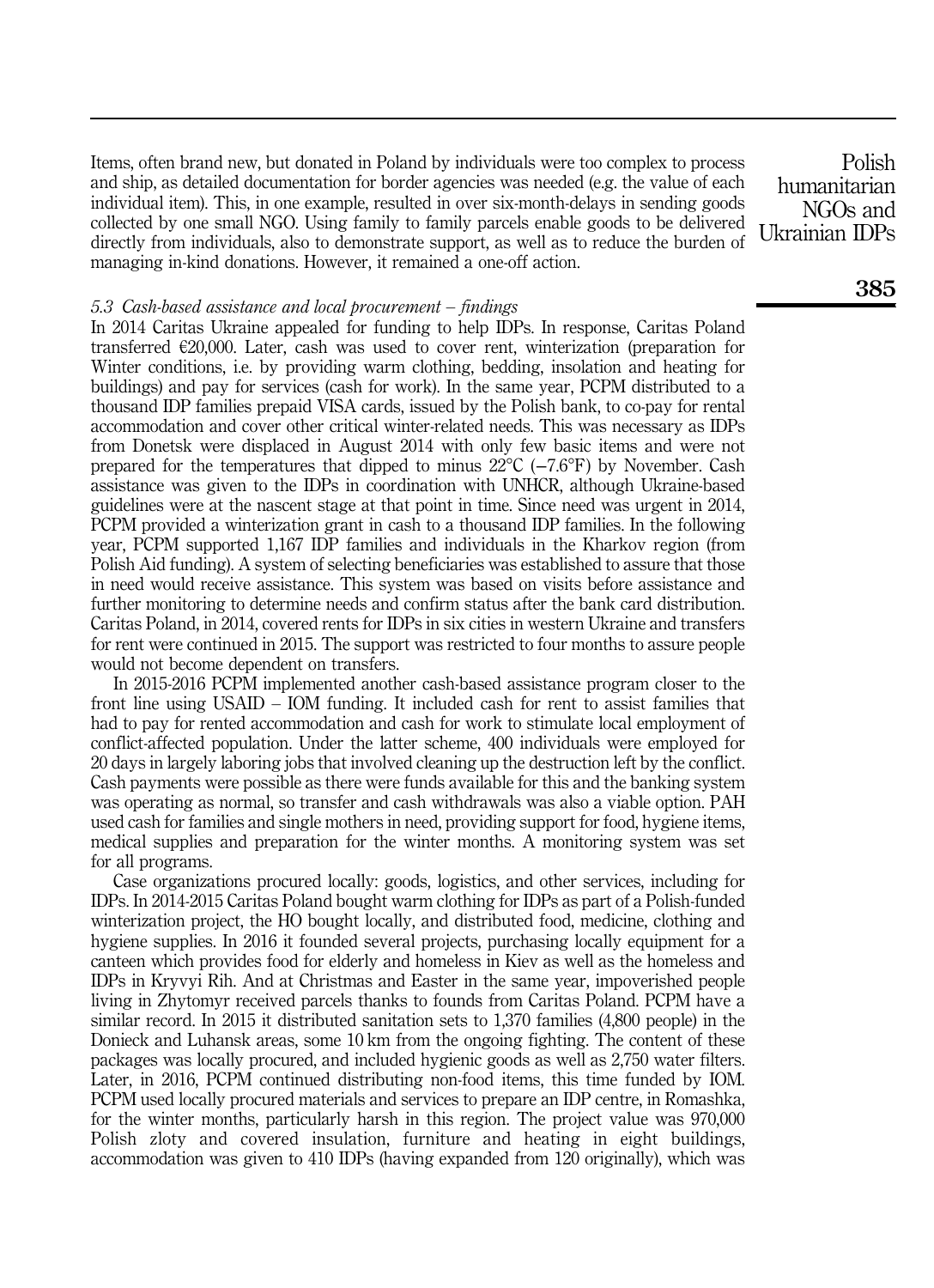Items, often brand new, but donated in Poland by individuals were too complex to process and ship, as detailed documentation for border agencies was needed (e.g. the value of each individual item). This, in one example, resulted in over six-month-delays in sending goods collected by one small NGO. Using family to family parcels enable goods to be delivered directly from individuals, also to demonstrate support, as well as to reduce the burden of managing in-kind donations. However, it remained a one-off action.

### *5.3 Cash-based assistance and local procurement – findings*

In 2014 Caritas Ukraine appealed for funding to help IDPs. In response, Caritas Poland transferred €20,000. Later, cash was used to cover rent, winterization (preparation for Winter conditions, i.e. by providing warm clothing, bedding, insolation and heating for buildings) and pay for services (cash for work). In the same year, PCPM distributed to a thousand IDP families prepaid VISA cards, issued by the Polish bank, to co-pay for rental accommodation and cover other critical winter-related needs. This was necessary as IDPs from Donetsk were displaced in August 2014 with only few basic items and were not prepared for the temperatures that dipped to minus 22°C (−7.6°F) by November. Cash assistance was given to the IDPs in coordination with UNHCR, although Ukraine-based guidelines were at the nascent stage at that point in time. Since need was urgent in 2014, PCPM provided a winterization grant in cash to a thousand IDP families. In the following year, PCPM supported 1,167 IDP families and individuals in the Kharkov region (from Polish Aid funding). A system of selecting beneficiaries was established to assure that those in need would receive assistance. This system was based on visits before assistance and further monitoring to determine needs and confirm status after the bank card distribution. Caritas Poland, in 2014, covered rents for IDPs in six cities in western Ukraine and transfers for rent were continued in 2015. The support was restricted to four months to assure people would not become dependent on transfers.

In 2015-2016 PCPM implemented another cash-based assistance program closer to the front line using USAID – IOM funding. It included cash for rent to assist families that had to pay for rented accommodation and cash for work to stimulate local employment of conflict-affected population. Under the latter scheme, 400 individuals were employed for 20 days in largely laboring jobs that involved cleaning up the destruction left by the conflict. Cash payments were possible as there were funds available for this and the banking system was operating as normal, so transfer and cash withdrawals was also a viable option. PAH used cash for families and single mothers in need, providing support for food, hygiene items, medical supplies and preparation for the winter months. A monitoring system was set for all programs.

Case organizations procured locally: goods, logistics, and other services, including for IDPs. In 2014-2015 Caritas Poland bought warm clothing for IDPs as part of a Polish-funded winterization project, the HO bought locally, and distributed food, medicine, clothing and hygiene supplies. In 2016 it founded several projects, purchasing locally equipment for a canteen which provides food for elderly and homeless in Kiev as well as the homeless and IDPs in Kryvyi Rih. And at Christmas and Easter in the same year, impoverished people living in Zhytomyr received parcels thanks to founds from Caritas Poland. PCPM have a similar record. In 2015 it distributed sanitation sets to 1,370 families (4,800 people) in the Donieck and Luhansk areas, some 10 km from the ongoing fighting. The content of these packages was locally procured, and included hygienic goods as well as 2,750 water filters. Later, in 2016, PCPM continued distributing non-food items, this time funded by IOM. PCPM used locally procured materials and services to prepare an IDP centre, in Romashka, for the winter months, particularly harsh in this region. The project value was 970,000 Polish zloty and covered insulation, furniture and heating in eight buildings, accommodation was given to 410 IDPs (having expanded from 120 originally), which was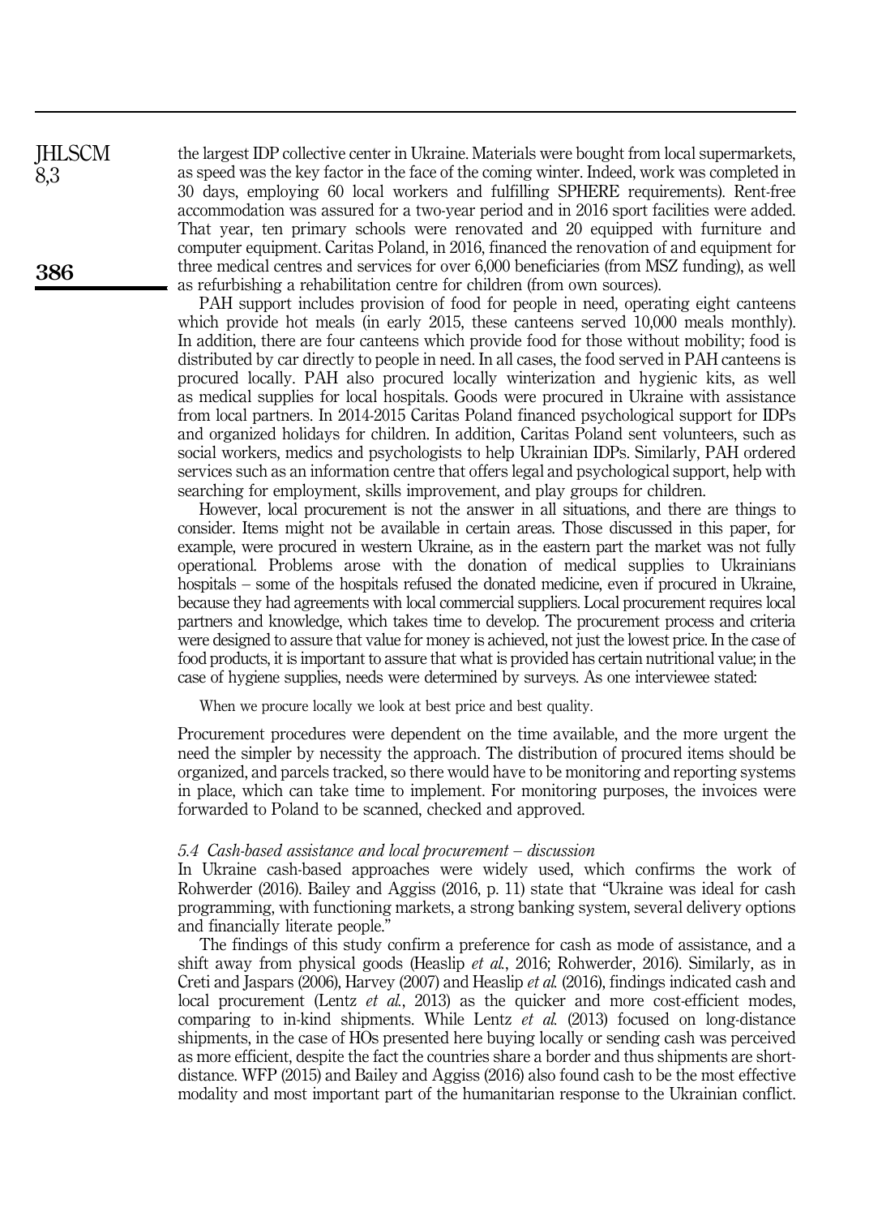the largest IDP collective center in Ukraine. Materials were bought from local supermarkets, as speed was the key factor in the face of the coming winter. Indeed, work was completed in 30 days, employing 60 local workers and fulfilling SPHERE requirements). Rent-free accommodation was assured for a two-year period and in 2016 sport facilities were added. That year, ten primary schools were renovated and 20 equipped with furniture and computer equipment. Caritas Poland, in 2016, financed the renovation of and equipment for three medical centres and services for over 6,000 beneficiaries (from MSZ funding), as well as refurbishing a rehabilitation centre for children (from own sources).

PAH support includes provision of food for people in need, operating eight canteens which provide hot meals (in early 2015, these canteens served 10,000 meals monthly). In addition, there are four canteens which provide food for those without mobility; food is distributed by car directly to people in need. In all cases, the food served in PAH canteens is procured locally. PAH also procured locally winterization and hygienic kits, as well as medical supplies for local hospitals. Goods were procured in Ukraine with assistance from local partners. In 2014-2015 Caritas Poland financed psychological support for IDPs and organized holidays for children. In addition, Caritas Poland sent volunteers, such as social workers, medics and psychologists to help Ukrainian IDPs. Similarly, PAH ordered services such as an information centre that offers legal and psychological support, help with searching for employment, skills improvement, and play groups for children.

However, local procurement is not the answer in all situations, and there are things to consider. Items might not be available in certain areas. Those discussed in this paper, for example, were procured in western Ukraine, as in the eastern part the market was not fully operational. Problems arose with the donation of medical supplies to Ukrainians hospitals – some of the hospitals refused the donated medicine, even if procured in Ukraine, because they had agreements with local commercial suppliers. Local procurement requires local partners and knowledge, which takes time to develop. The procurement process and criteria were designed to assure that value for money is achieved, not just the lowest price. In the case of food products, it is important to assure that what is provided has certain nutritional value; in the case of hygiene supplies, needs were determined by surveys. As one interviewee stated:

> When we procure locally we look at best price and best quality.

Procurement procedures were dependent on the time available, and the more urgent the need the simpler by necessity the approach. The distribution of procured items should be organized, and parcels tracked, so there would have to be monitoring and reporting systems in place, which can take time to implement. For monitoring purposes, the invoices were forwarded to Poland to be scanned, checked and approved.

### *5.4 Cash-based assistance and local procurement – discussion*

In Ukraine cash-based approaches were widely used, which confirms the work of Rohwerder (2016). Bailey and Aggiss (2016, p. 11) state that "Ukraine was ideal for cash programming, with functioning markets, a strong banking system, several delivery options and financially literate people."

The findings of this study confirm a preference for cash as mode of assistance, and a shift away from physical goods (Heaslip *et al.*, 2016; Rohwerder, 2016). Similarly, as in Creti and Jaspars (2006), Harvey (2007) and Heaslip *et al.* (2016), findings indicated cash and local procurement (Lentz *et al.*, 2013) as the quicker and more cost-efficient modes, comparing to in-kind shipments. While Lentz *et al.* (2013) focused on long-distance shipments, in the case of HOs presented here buying locally or sending cash was perceived as more efficient, despite the fact the countries share a border and thus shipments are short-distance. WFP (2015) and Bailey and Aggiss (2016) also found cash to be the most effective modality and most important part of the humanitarian response to the Ukrainian conflict.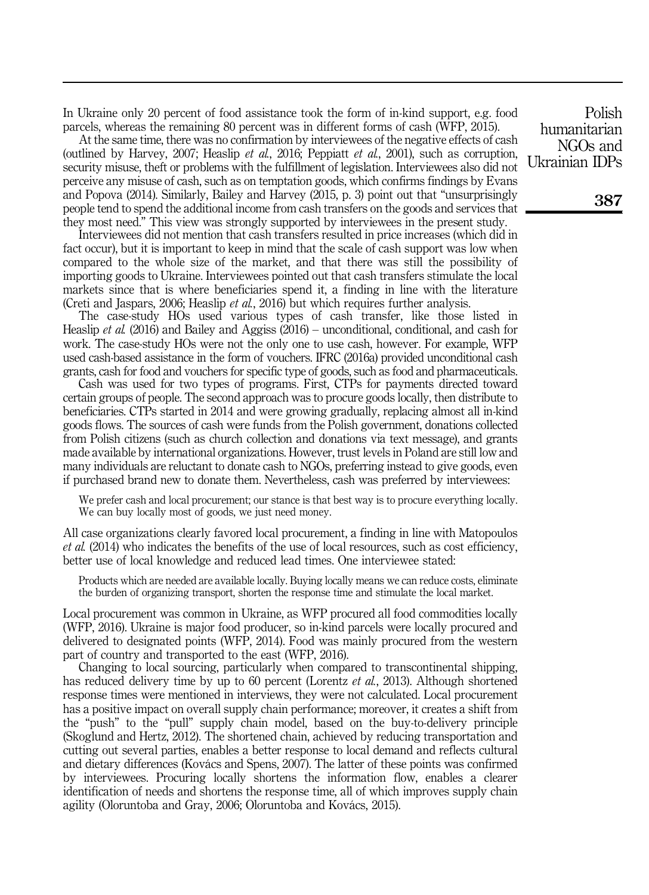In Ukraine only 20 percent of food assistance took the form of in-kind support, e.g. food parcels, whereas the remaining 80 percent was in different forms of cash (WFP, 2015).

At the same time, there was no confirmation by interviewees of the negative effects of cash (outlined by Harvey, 2007; Heaslip *et al.*, 2016; Peppiatt *et al.*, 2001), such as corruption, security misuse, theft or problems with the fulfillment of legislation. Interviewees also did not perceive any misuse of cash, such as on temptation goods, which confirms findings by Evans and Popova (2014). Similarly, Bailey and Harvey (2015, p. 3) point out that "unsurprisingly people tend to spend the additional income from cash transfers on the goods and services that they most need." This view was strongly supported by interviewees in the present study.

Interviewees did not mention that cash transfers resulted in price increases (which did in fact occur), but it is important to keep in mind that the scale of cash support was low when compared to the whole size of the market, and that there was still the possibility of importing goods to Ukraine. Interviewees pointed out that cash transfers stimulate the local markets since that is where beneficiaries spend it, a finding in line with the literature (Creti and Jaspars, 2006; Heaslip *et al.*, 2016) but which requires further analysis.

The case-study HOs used various types of cash transfer, like those listed in Heaslip *et al.* (2016) and Bailey and Aggiss (2016) – unconditional, conditional, and cash for work. The case-study HOs were not the only one to use cash, however. For example, WFP used cash-based assistance in the form of vouchers. IFRC (2016a) provided unconditional cash grants, cash for food and vouchers for specific type of goods, such as food and pharmaceuticals.

Cash was used for two types of programs. First, CTPs for payments directed toward certain groups of people. The second approach was to procure goods locally, then distribute to beneficiaries. CTPs started in 2014 and were growing gradually, replacing almost all in-kind goods flows. The sources of cash were funds from the Polish government, donations collected from Polish citizens (such as church collection and donations via text message), and grants made available by international organizations. However, trust levels in Poland are still low and many individuals are reluctant to donate cash to NGOs, preferring instead to give goods, even if purchased brand new to donate them. Nevertheless, cash was preferred by interviewees:

> We prefer cash and local procurement; our stance is that best way is to procure everything locally. We can buy locally most of goods, we just need money.

All case organizations clearly favored local procurement, a finding in line with Matopoulos *et al.* (2014) who indicates the benefits of the use of local resources, such as cost efficiency, better use of local knowledge and reduced lead times. One interviewee stated:

> Products which are needed are available locally. Buying locally means we can reduce costs, eliminate the burden of organizing transport, shorten the response time and stimulate the local market.

Local procurement was common in Ukraine, as WFP procured all food commodities locally (WFP, 2016). Ukraine is major food producer, so in-kind parcels were locally procured and delivered to designated points (WFP, 2014). Food was mainly procured from the western part of country and transported to the east (WFP, 2016).

Changing to local sourcing, particularly when compared to transcontinental shipping, has reduced delivery time by up to 60 percent (Lorentz *et al.*, 2013). Although shortened response times were mentioned in interviews, they were not calculated. Local procurement has a positive impact on overall supply chain performance; moreover, it creates a shift from the "push" to the "pull" supply chain model, based on the buy-to-delivery principle (Skoglund and Hertz, 2012). The shortened chain, achieved by reducing transportation and cutting out several parties, enables a better response to local demand and reflects cultural and dietary differences (Kovács and Spens, 2007). The latter of these points was confirmed by interviewees. Procuring locally shortens the information flow, enables a clearer identification of needs and shortens the response time, all of which improves supply chain agility (Oloruntoba and Gray, 2006; Oloruntoba and Kovács, 2015).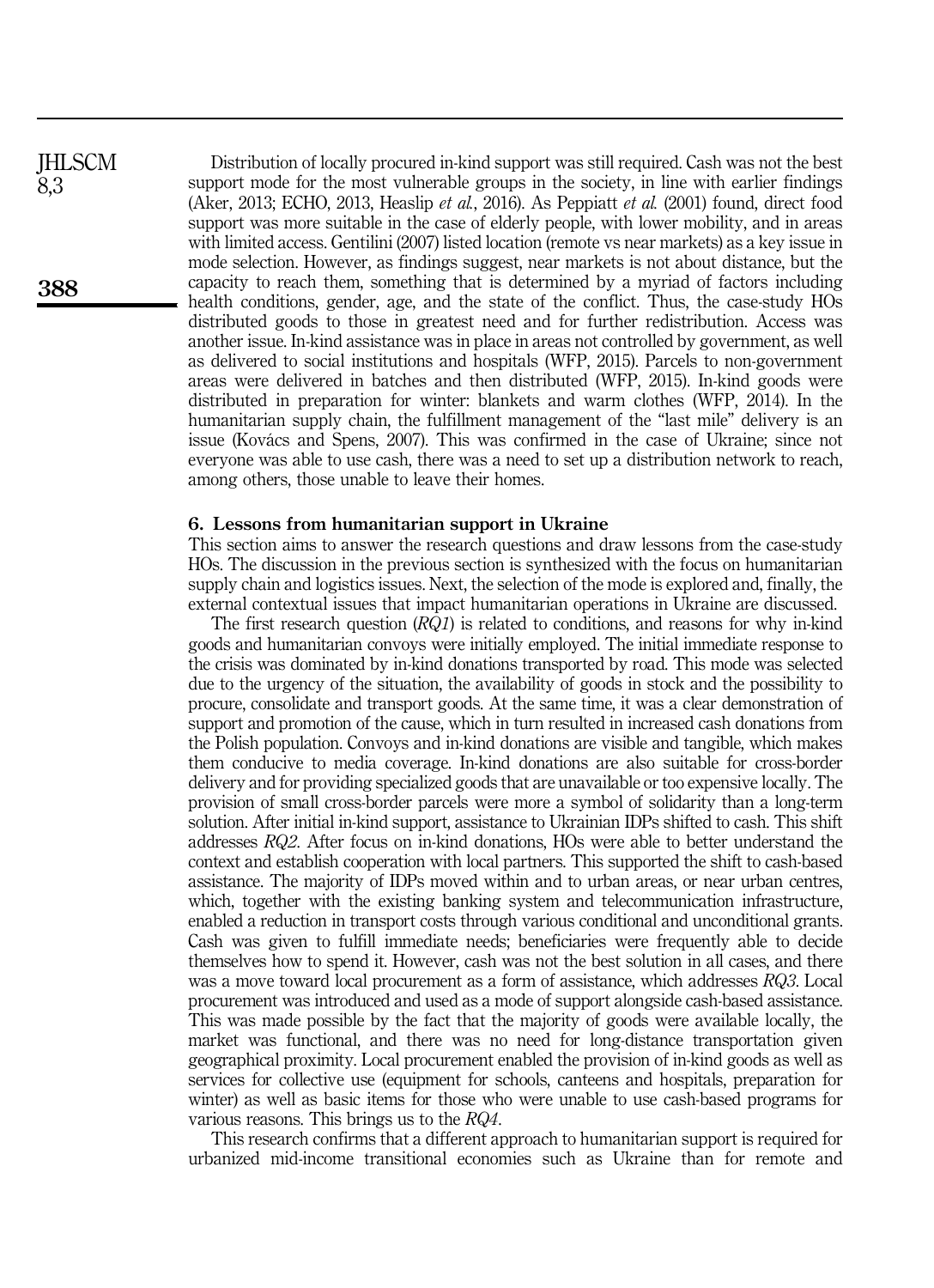Distribution of locally procured in-kind support was still required. Cash was not the best support mode for the most vulnerable groups in the society, in line with earlier findings (Aker, 2013; ECHO, 2013, Heaslip *et al.*, 2016). As Peppiatt *et al.* (2001) found, direct food support was more suitable in the case of elderly people, with lower mobility, and in areas with limited access. Gentilini (2007) listed location (remote vs near markets) as a key issue in mode selection. However, as findings suggest, near markets is not about distance, but the capacity to reach them, something that is determined by a myriad of factors including health conditions, gender, age, and the state of the conflict. Thus, the case-study HOs distributed goods to those in greatest need and for further redistribution. Access was another issue. In-kind assistance was in place in areas not controlled by government, as well as delivered to social institutions and hospitals (WFP, 2015). Parcels to non-government areas were delivered in batches and then distributed (WFP, 2015). In-kind goods were distributed in preparation for winter: blankets and warm clothes (WFP, 2014). In the humanitarian supply chain, the fulfillment management of the "last mile" delivery is an issue (Kovács and Spens, 2007). This was confirmed in the case of Ukraine; since not everyone was able to use cash, there was a need to set up a distribution network to reach, among others, those unable to leave their homes.

## 6. Lessons from humanitarian support in Ukraine

This section aims to answer the research questions and draw lessons from the case-study HOs. The discussion in the previous section is synthesized with the focus on humanitarian supply chain and logistics issues. Next, the selection of the mode is explored and, finally, the external contextual issues that impact humanitarian operations in Ukraine are discussed.

The first research question (*RQ1*) is related to conditions, and reasons for why in-kind goods and humanitarian convoys were initially employed. The initial immediate response to the crisis was dominated by in-kind donations transported by road. This mode was selected due to the urgency of the situation, the availability of goods in stock and the possibility to procure, consolidate and transport goods. At the same time, it was a clear demonstration of support and promotion of the cause, which in turn resulted in increased cash donations from the Polish population. Convoys and in-kind donations are visible and tangible, which makes them conducive to media coverage. In-kind donations are also suitable for cross-border delivery and for providing specialized goods that are unavailable or too expensive locally. The provision of small cross-border parcels were more a symbol of solidarity than a long-term solution. After initial in-kind support, assistance to Ukrainian IDPs shifted to cash. This shift addresses *RQ2*. After focus on in-kind donations, HOs were able to better understand the context and establish cooperation with local partners. This supported the shift to cash-based assistance. The majority of IDPs moved within and to urban areas, or near urban centres, which, together with the existing banking system and telecommunication infrastructure, enabled a reduction in transport costs through various conditional and unconditional grants. Cash was given to fulfill immediate needs; beneficiaries were frequently able to decide themselves how to spend it. However, cash was not the best solution in all cases, and there was a move toward local procurement as a form of assistance, which addresses *RQ3*. Local procurement was introduced and used as a mode of support alongside cash-based assistance. This was made possible by the fact that the majority of goods were available locally, the market was functional, and there was no need for long-distance transportation given geographical proximity. Local procurement enabled the provision of in-kind goods as well as services for collective use (equipment for schools, canteens and hospitals, preparation for winter) as well as basic items for those who were unable to use cash-based programs for various reasons. This brings us to the *RQ4*.

This research confirms that a different approach to humanitarian support is required for urbanized mid-income transitional economies such as Ukraine than for remote and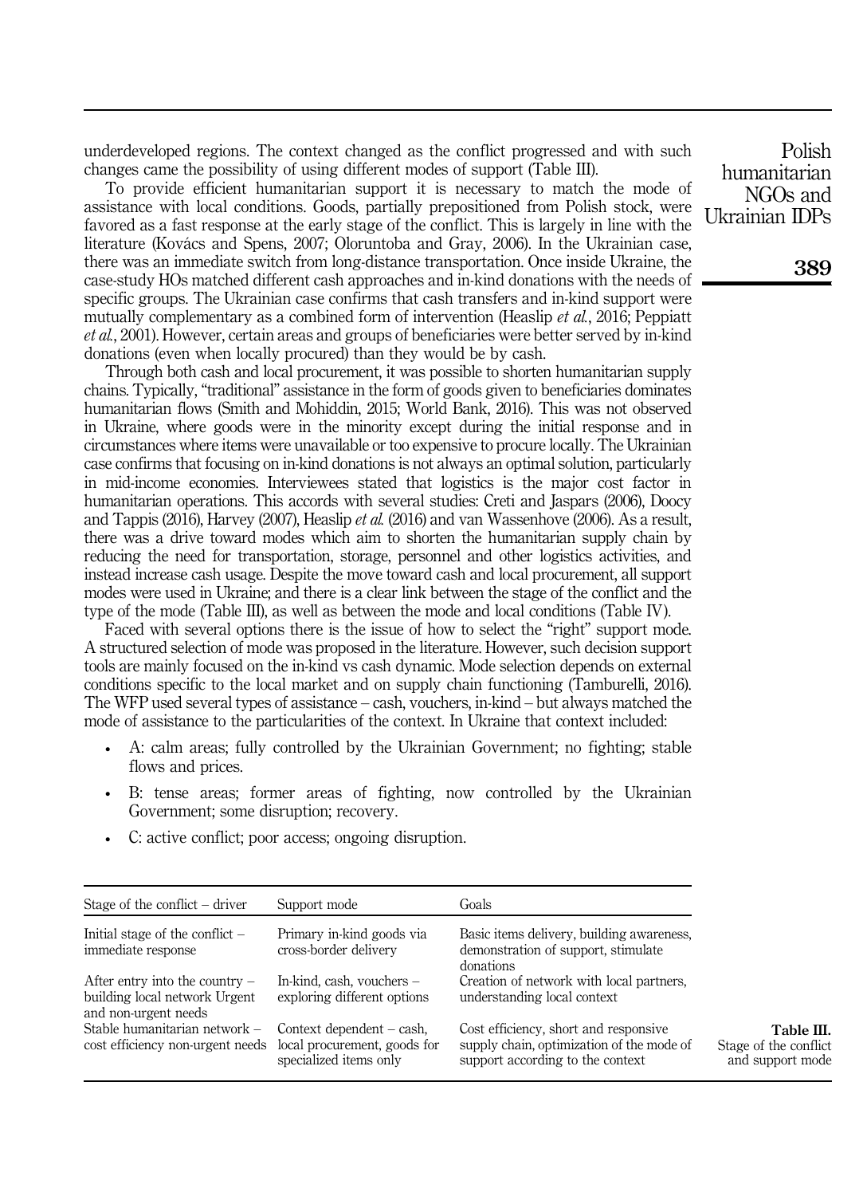underdeveloped regions. The context changed as the conflict progressed and with such changes came the possibility of using different modes of support (Table III).

To provide efficient humanitarian support it is necessary to match the mode of assistance with local conditions. Goods, partially prepositioned from Polish stock, were favored as a fast response at the early stage of the conflict. This is largely in line with the literature (Kovács and Spens, 2007; Oloruntoba and Gray, 2006). In the Ukrainian case, there was an immediate switch from long-distance transportation. Once inside Ukraine, the case-study HOs matched different cash approaches and in-kind donations with the needs of specific groups. The Ukrainian case confirms that cash transfers and in-kind support were mutually complementary as a combined form of intervention (Heaslip *et al.*, 2016; Peppiatt *et al.*, 2001). However, certain areas and groups of beneficiaries were better served by in-kind donations (even when locally procured) than they would be by cash.

Through both cash and local procurement, it was possible to shorten humanitarian supply chains. Typically, "traditional" assistance in the form of goods given to beneficiaries dominates humanitarian flows (Smith and Mohiddin, 2015; World Bank, 2016). This was not observed in Ukraine, where goods were in the minority except during the initial response and in circumstances where items were unavailable or too expensive to procure locally. The Ukrainian case confirms that focusing on in-kind donations is not always an optimal solution, particularly in mid-income economies. Interviewees stated that logistics is the major cost factor in humanitarian operations. This accords with several studies: Creti and Jaspars (2006), Doocy and Tappis (2016), Harvey (2007), Heaslip *et al.* (2016) and van Wassenhove (2006). As a result, there was a drive toward modes which aim to shorten the humanitarian supply chain by reducing the need for transportation, storage, personnel and other logistics activities, and instead increase cash usage. Despite the move toward cash and local procurement, all support modes were used in Ukraine; and there is a clear link between the stage of the conflict and the type of the mode (Table III), as well as between the mode and local conditions (Table IV).

Faced with several options there is the issue of how to select the "right" support mode. A structured selection of mode was proposed in the literature. However, such decision support tools are mainly focused on the in-kind vs cash dynamic. Mode selection depends on external conditions specific to the local market and on supply chain functioning (Tamburelli, 2016). The WFP used several types of assistance – cash, vouchers, in-kind – but always matched the mode of assistance to the particularities of the context. In Ukraine that context included:

- A: calm areas; fully controlled by the Ukrainian Government; no fighting; stable flows and prices.
- B: tense areas; former areas of fighting, now controlled by the Ukrainian Government; some disruption; recovery.
- C: active conflict; poor access; ongoing disruption.

| Stage of the conflict – driver | Support mode | Goals |
|---|---|---|
| Initial stage of the conflict – immediate response | Primary in-kind goods via cross-border delivery | Basic items delivery, building awareness, demonstration of support, stimulate donations |
| After entry into the country – building local network Urgent and non-urgent needs | In-kind, cash, vouchers – exploring different options | Creation of network with local partners, understanding local context |
| Stable humanitarian network – cost efficiency non-urgent needs | Context dependent – cash, local procurement, goods for specialized items only | Cost efficiency, short and responsive supply chain, optimization of the mode of support according to the context |

**Table III.** Stage of the conflict and support mode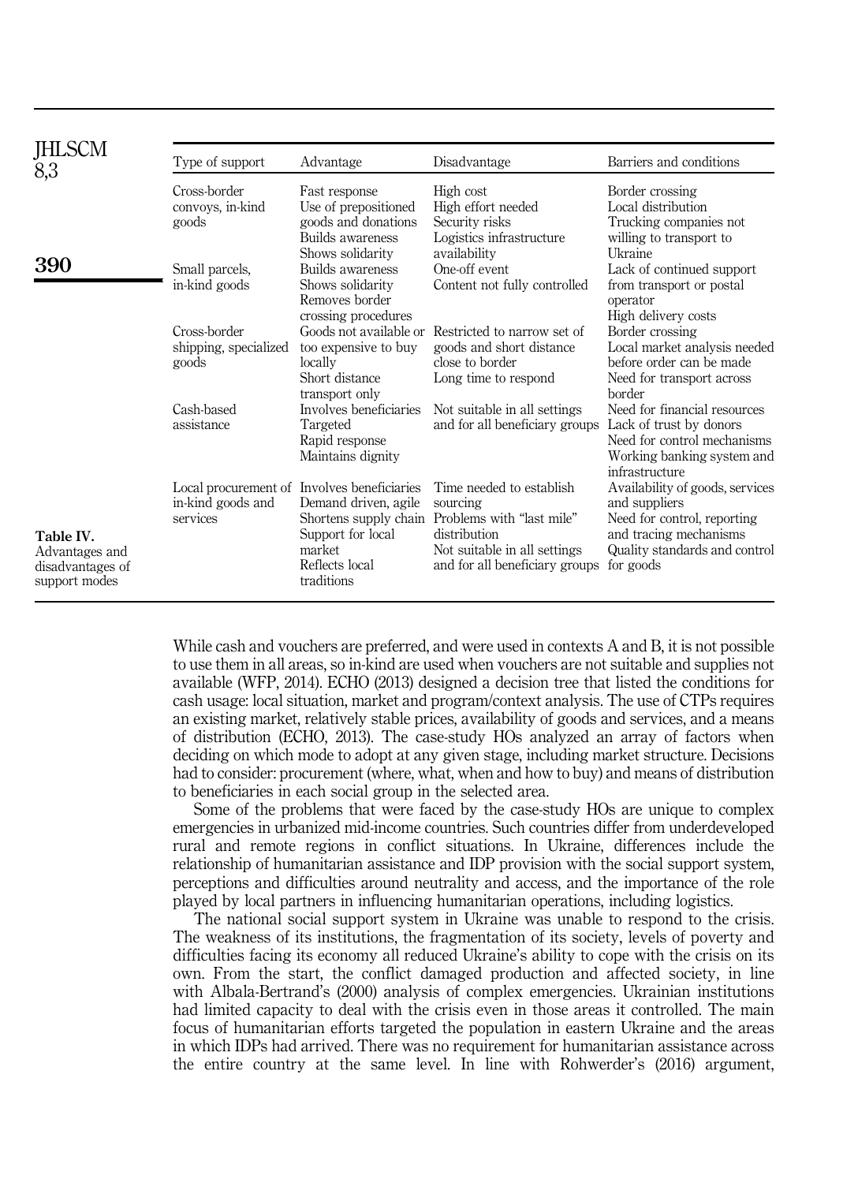Table IV. Advantages and disadvantages of support modes

| Type of support | Advantage | Disadvantage | Barriers and conditions |
|---|---|---|---|
| Cross-border convoys, in-kind goods | Fast response<br>Use of prepositioned goods and donations<br>Builds awareness<br>Shows solidarity | High cost<br>High effort needed<br>Security risks<br>Logistics infrastructure availability | Border crossing<br>Local distribution<br>Trucking companies not willing to transport to Ukraine |
| Small parcels, in-kind goods | Builds awareness<br>Shows solidarity<br>Removes border crossing procedures | One-off event<br>Content not fully controlled | Lack of continued support from transport or postal operator<br>High delivery costs |
| Cross-border shipping, specialized goods | Goods not available or too expensive to buy locally<br>Short distance transport only | Restricted to narrow set of goods and short distance close to border<br>Long time to respond | Border crossing<br>Local market analysis needed before order can be made<br>Need for transport across border |
| Cash-based assistance | Involves beneficiaries<br>Targeted<br>Rapid response<br>Maintains dignity | Not suitable in all settings and for all beneficiary groups | Need for financial resources<br>Lack of trust by donors<br>Need for control mechanisms<br>Working banking system and infrastructure |
| Local procurement of in-kind goods and services | Involves beneficiaries<br>Demand driven, agile<br>Shortens supply chain<br>Support for local market<br>Reflects local traditions | Time needed to establish sourcing<br>Problems with "last mile" distribution<br>Not suitable in all settings and for all beneficiary groups | Availability of goods, services and suppliers<br>Need for control, reporting and tracing mechanisms<br>Quality standards and control for goods |

While cash and vouchers are preferred, and were used in contexts A and B, it is not possible to use them in all areas, so in-kind are used when vouchers are not suitable and supplies not available (WFP, 2014). ECHO (2013) designed a decision tree that listed the conditions for cash usage: local situation, market and program/context analysis. The use of CTPs requires an existing market, relatively stable prices, availability of goods and services, and a means of distribution (ECHO, 2013). The case-study HOs analyzed an array of factors when deciding on which mode to adopt at any given stage, including market structure. Decisions had to consider: procurement (where, what, when and how to buy) and means of distribution to beneficiaries in each social group in the selected area.

Some of the problems that were faced by the case-study HOs are unique to complex emergencies in urbanized mid-income countries. Such countries differ from underdeveloped rural and remote regions in conflict situations. In Ukraine, differences include the relationship of humanitarian assistance and IDP provision with the social support system, perceptions and difficulties around neutrality and access, and the importance of the role played by local partners in influencing humanitarian operations, including logistics.

The national social support system in Ukraine was unable to respond to the crisis. The weakness of its institutions, the fragmentation of its society, levels of poverty and difficulties facing its economy all reduced Ukraine's ability to cope with the crisis on its own. From the start, the conflict damaged production and affected society, in line with Albala-Bertrand's (2000) analysis of complex emergencies. Ukrainian institutions had limited capacity to deal with the crisis even in those areas it controlled. The main focus of humanitarian efforts targeted the population in eastern Ukraine and the areas in which IDPs had arrived. There was no requirement for humanitarian assistance across the entire country at the same level. In line with Rohwerder's (2016) argument,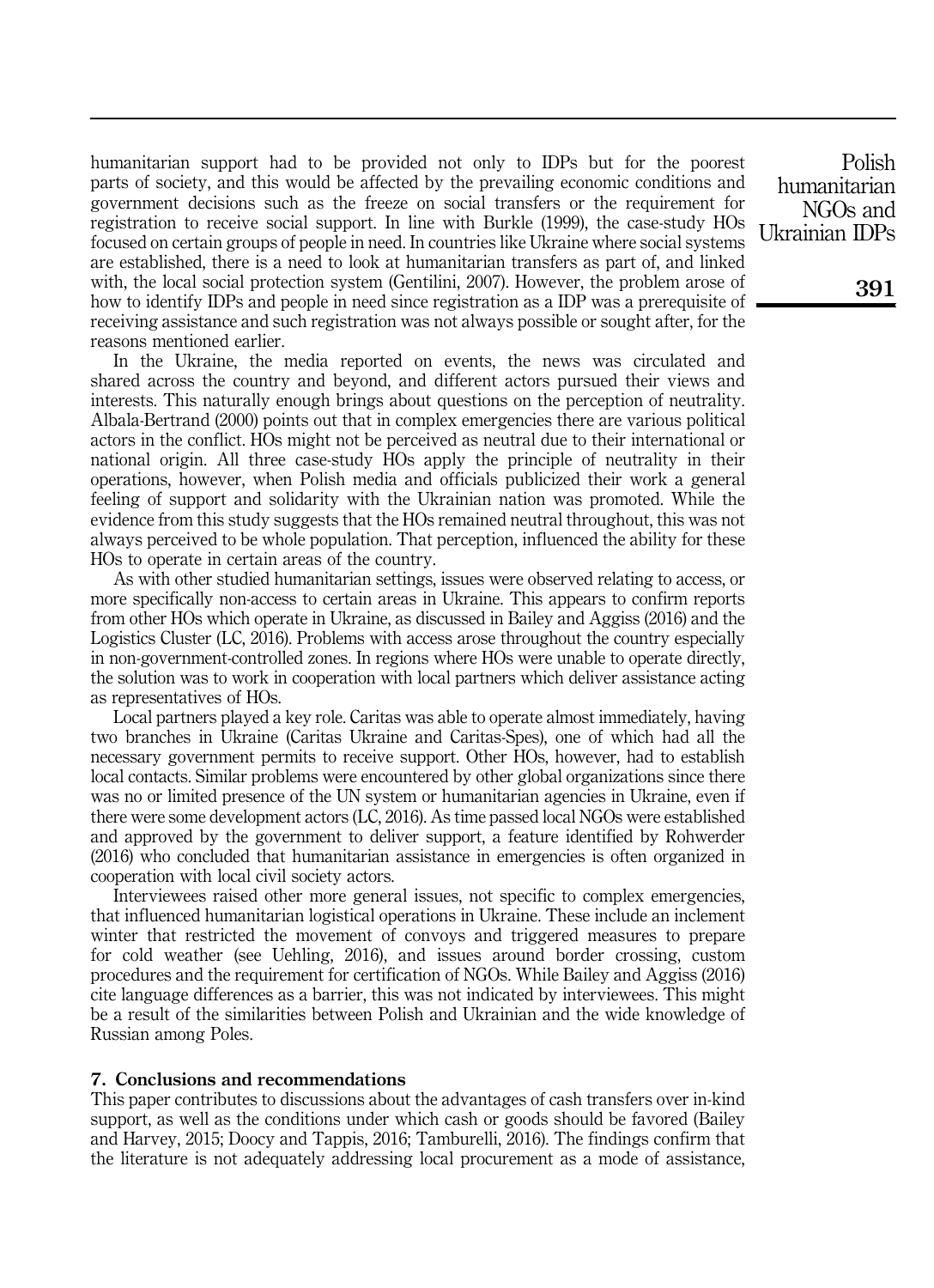humanitarian support had to be provided not only to IDPs but for the poorest parts of society, and this would be affected by the prevailing economic conditions and government decisions such as the freeze on social transfers or the requirement for registration to receive social support. In line with Burkle (1999), the case-study HOs focused on certain groups of people in need. In countries like Ukraine where social systems are established, there is a need to look at humanitarian transfers as part of, and linked with, the local social protection system (Gentilini, 2007). However, the problem arose of how to identify IDPs and people in need since registration as a IDP was a prerequisite of receiving assistance and such registration was not always possible or sought after, for the reasons mentioned earlier.

In the Ukraine, the media reported on events, the news was circulated and shared across the country and beyond, and different actors pursued their views and interests. This naturally enough brings about questions on the perception of neutrality. Albala-Bertrand (2000) points out that in complex emergencies there are various political actors in the conflict. HOs might not be perceived as neutral due to their international or national origin. All three case-study HOs apply the principle of neutrality in their operations, however, when Polish media and officials publicized their work a general feeling of support and solidarity with the Ukrainian nation was promoted. While the evidence from this study suggests that the HOs remained neutral throughout, this was not always perceived to be whole population. That perception, influenced the ability for these HOs to operate in certain areas of the country.

As with other studied humanitarian settings, issues were observed relating to access, or more specifically non-access to certain areas in Ukraine. This appears to confirm reports from other HOs which operate in Ukraine, as discussed in Bailey and Aggiss (2016) and the Logistics Cluster (LC, 2016). Problems with access arose throughout the country especially in non-government-controlled zones. In regions where HOs were unable to operate directly, the solution was to work in cooperation with local partners which deliver assistance acting as representatives of HOs.

Local partners played a key role. Caritas was able to operate almost immediately, having two branches in Ukraine (Caritas Ukraine and Caritas-Spes), one of which had all the necessary government permits to receive support. Other HOs, however, had to establish local contacts. Similar problems were encountered by other global organizations since there was no or limited presence of the UN system or humanitarian agencies in Ukraine, even if there were some development actors (LC, 2016). As time passed local NGOs were established and approved by the government to deliver support, a feature identified by Rohwerder (2016) who concluded that humanitarian assistance in emergencies is often organized in cooperation with local civil society actors.

Interviewees raised other more general issues, not specific to complex emergencies, that influenced humanitarian logistical operations in Ukraine. These include an inclement winter that restricted the movement of convoys and triggered measures to prepare for cold weather (see Uehling, 2016), and issues around border crossing, custom procedures and the requirement for certification of NGOs. While Bailey and Aggiss (2016) cite language differences as a barrier, this was not indicated by interviewees. This might be a result of the similarities between Polish and Ukrainian and the wide knowledge of Russian among Poles.

## 7. Conclusions and recommendations

This paper contributes to discussions about the advantages of cash transfers over in-kind support, as well as the conditions under which cash or goods should be favored (Bailey and Harvey, 2015; Doocy and Tappis, 2016; Tamburelli, 2016). The findings confirm that the literature is not adequately addressing local procurement as a mode of assistance,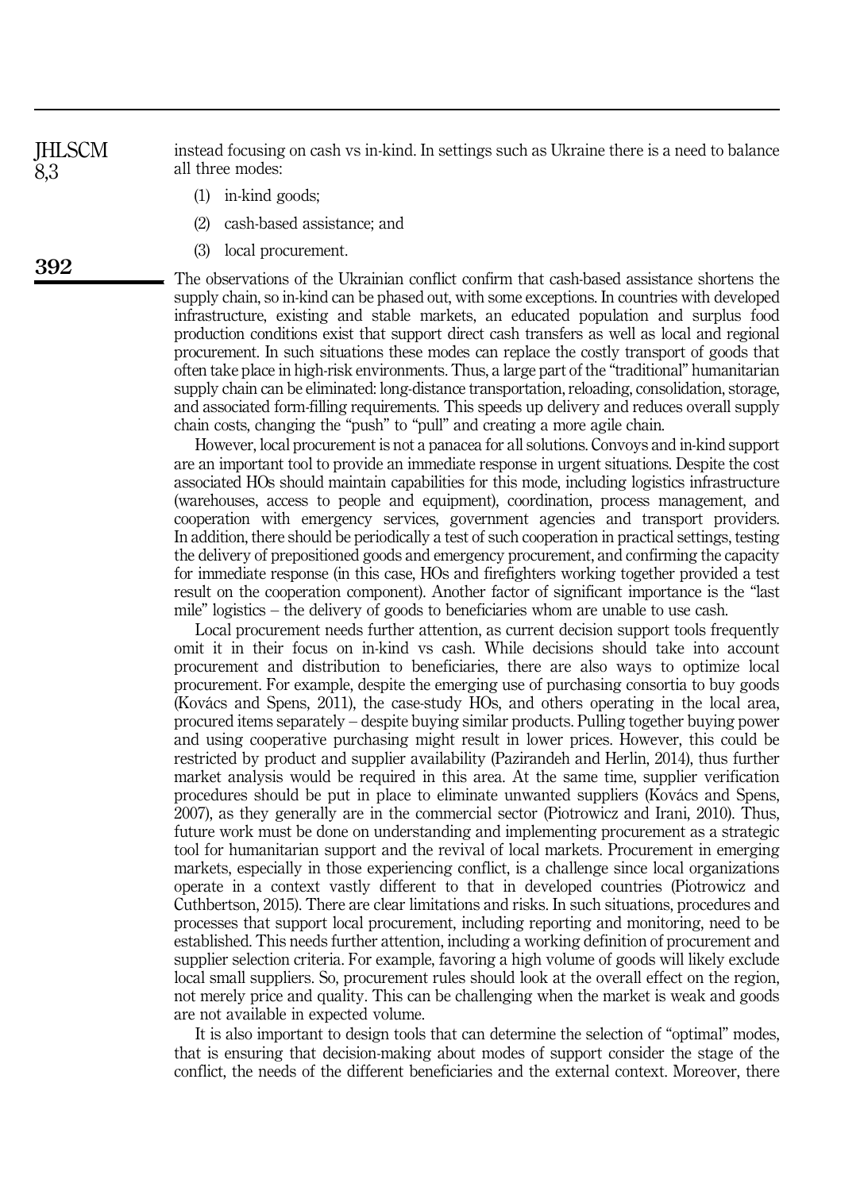instead focusing on cash vs in-kind. In settings such as Ukraine there is a need to balance all three modes:

(1) in-kind goods;

(2) cash-based assistance; and

(3) local procurement.

The observations of the Ukrainian conflict confirm that cash-based assistance shortens the supply chain, so in-kind can be phased out, with some exceptions. In countries with developed infrastructure, existing and stable markets, an educated population and surplus food production conditions exist that support direct cash transfers as well as local and regional procurement. In such situations these modes can replace the costly transport of goods that often take place in high-risk environments. Thus, a large part of the "traditional" humanitarian supply chain can be eliminated: long-distance transportation, reloading, consolidation, storage, and associated form-filling requirements. This speeds up delivery and reduces overall supply chain costs, changing the "push" to "pull" and creating a more agile chain.

However, local procurement is not a panacea for all solutions. Convoys and in-kind support are an important tool to provide an immediate response in urgent situations. Despite the cost associated HOs should maintain capabilities for this mode, including logistics infrastructure (warehouses, access to people and equipment), coordination, process management, and cooperation with emergency services, government agencies and transport providers. In addition, there should be periodically a test of such cooperation in practical settings, testing the delivery of prepositioned goods and emergency procurement, and confirming the capacity for immediate response (in this case, HOs and firefighters working together provided a test result on the cooperation component). Another factor of significant importance is the "last mile" logistics – the delivery of goods to beneficiaries whom are unable to use cash.

Local procurement needs further attention, as current decision support tools frequently omit it in their focus on in-kind vs cash. While decisions should take into account procurement and distribution to beneficiaries, there are also ways to optimize local procurement. For example, despite the emerging use of purchasing consortia to buy goods (Kovács and Spens, 2011), the case-study HOs, and others operating in the local area, procured items separately – despite buying similar products. Pulling together buying power and using cooperative purchasing might result in lower prices. However, this could be restricted by product and supplier availability (Pazirandeh and Herlin, 2014), thus further market analysis would be required in this area. At the same time, supplier verification procedures should be put in place to eliminate unwanted suppliers (Kovács and Spens, 2007), as they generally are in the commercial sector (Piotrowicz and Irani, 2010). Thus, future work must be done on understanding and implementing procurement as a strategic tool for humanitarian support and the revival of local markets. Procurement in emerging markets, especially in those experiencing conflict, is a challenge since local organizations operate in a context vastly different to that in developed countries (Piotrowicz and Cuthbertson, 2015). There are clear limitations and risks. In such situations, procedures and processes that support local procurement, including reporting and monitoring, need to be established. This needs further attention, including a working definition of procurement and supplier selection criteria. For example, favoring a high volume of goods will likely exclude local small suppliers. So, procurement rules should look at the overall effect on the region, not merely price and quality. This can be challenging when the market is weak and goods are not available in expected volume.

It is also important to design tools that can determine the selection of "optimal" modes, that is ensuring that decision-making about modes of support consider the stage of the conflict, the needs of the different beneficiaries and the external context. Moreover, there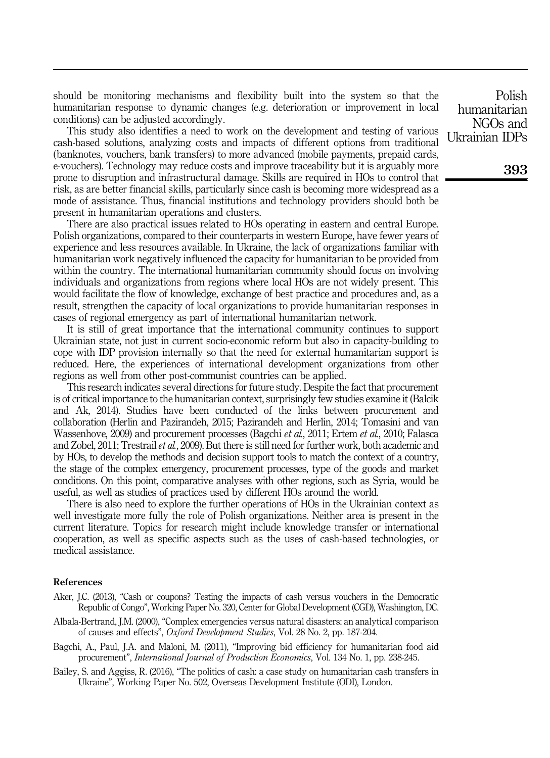should be monitoring mechanisms and flexibility built into the system so that the humanitarian response to dynamic changes (e.g. deterioration or improvement in local conditions) can be adjusted accordingly.

This study also identifies a need to work on the development and testing of various cash-based solutions, analyzing costs and impacts of different options from traditional (banknotes, vouchers, bank transfers) to more advanced (mobile payments, prepaid cards, e-vouchers). Technology may reduce costs and improve traceability but it is arguably more prone to disruption and infrastructural damage. Skills are required in HOs to control that risk, as are better financial skills, particularly since cash is becoming more widespread as a mode of assistance. Thus, financial institutions and technology providers should both be present in humanitarian operations and clusters.

There are also practical issues related to HOs operating in eastern and central Europe. Polish organizations, compared to their counterparts in western Europe, have fewer years of experience and less resources available. In Ukraine, the lack of organizations familiar with humanitarian work negatively influenced the capacity for humanitarian to be provided from within the country. The international humanitarian community should focus on involving individuals and organizations from regions where local HOs are not widely present. This would facilitate the flow of knowledge, exchange of best practice and procedures and, as a result, strengthen the capacity of local organizations to provide humanitarian responses in cases of regional emergency as part of international humanitarian network.

It is still of great importance that the international community continues to support Ukrainian state, not just in current socio-economic reform but also in capacity-building to cope with IDP provision internally so that the need for external humanitarian support is reduced. Here, the experiences of international development organizations from other regions as well from other post-communist countries can be applied.

This research indicates several directions for future study. Despite the fact that procurement is of critical importance to the humanitarian context, surprisingly few studies examine it (Balcik and Ak, 2014). Studies have been conducted of the links between procurement and collaboration (Herlin and Pazirandeh, 2015; Pazirandeh and Herlin, 2014; Tomasini and van Wassenhove, 2009) and procurement processes (Bagchi *et al.*, 2011; Ertem *et al.*, 2010; Falasca and Zobel, 2011; Trestrail *et al.*, 2009). But there is still need for further work, both academic and by HOs, to develop the methods and decision support tools to match the context of a country, the stage of the complex emergency, procurement processes, type of the goods and market conditions. On this point, comparative analyses with other regions, such as Syria, would be useful, as well as studies of practices used by different HOs around the world.

There is also need to explore the further operations of HOs in the Ukrainian context as well investigate more fully the role of Polish organizations. Neither area is present in the current literature. Topics for research might include knowledge transfer or international cooperation, as well as specific aspects such as the uses of cash-based technologies, or medical assistance.

## References

Aker, J.C. (2013), "Cash or coupons? Testing the impacts of cash versus vouchers in the Democratic Republic of Congo", Working Paper No. 320, Center for Global Development (CGD), Washington, DC.

Albala-Bertrand, J.M. (2000), "Complex emergencies versus natural disasters: an analytical comparison of causes and effects", *Oxford Development Studies*, Vol. 28 No. 2, pp. 187-204.

Bagchi, A., Paul, J.A. and Maloni, M. (2011), "Improving bid efficiency for humanitarian food aid procurement", *International Journal of Production Economics*, Vol. 134 No. 1, pp. 238-245.

Bailey, S. and Aggiss, R. (2016), "The politics of cash: a case study on humanitarian cash transfers in Ukraine", Working Paper No. 502, Overseas Development Institute (ODI), London.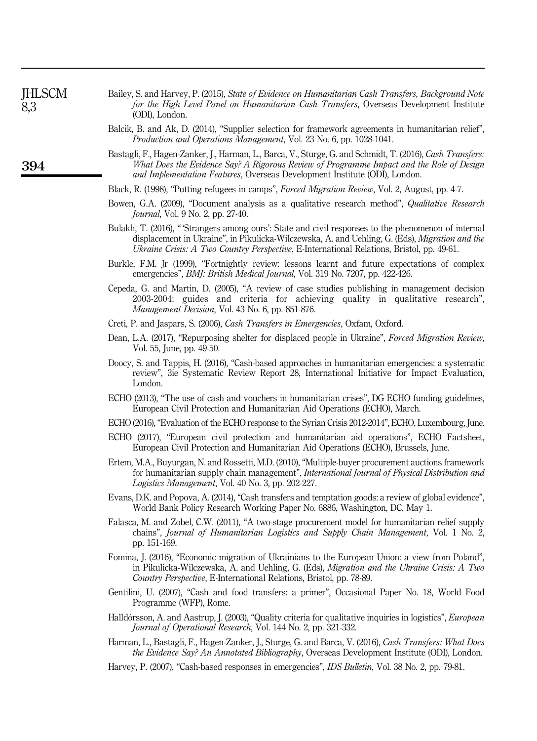Bailey, S. and Harvey, P. (2015), *State of Evidence on Humanitarian Cash Transfers, Background Note for the High Level Panel on Humanitarian Cash Transfers*, Overseas Development Institute (ODI), London.

Balcik, B. and Ak, D. (2014), "Supplier selection for framework agreements in humanitarian relief", *Production and Operations Management*, Vol. 23 No. 6, pp. 1028-1041.

Bastagli, F., Hagen-Zanker, J., Harman, L., Barca, V., Sturge, G. and Schmidt, T. (2016), *Cash Transfers: What Does the Evidence Say? A Rigorous Review of Programme Impact and the Role of Design and Implementation Features*, Overseas Development Institute (ODI), London.

Black, R. (1998), "Putting refugees in camps", *Forced Migration Review*, Vol. 2, August, pp. 4-7.

Bowen, G.A. (2009), "Document analysis as a qualitative research method", *Qualitative Research Journal*, Vol. 9 No. 2, pp. 27-40.

Bulakh, T. (2016), "'Strangers among ours': State and civil responses to the phenomenon of internal displacement in Ukraine", in Pikulicka-Wilczewska, A. and Uehling, G. (Eds), *Migration and the Ukraine Crisis: A Two Country Perspective*, E-International Relations, Bristol, pp. 49-61.

Burkle, F.M. Jr (1999), "Fortnightly review: lessons learnt and future expectations of complex emergencies", *BMJ: British Medical Journal*, Vol. 319 No. 7207, pp. 422-426.

Cepeda, G. and Martin, D. (2005), "A review of case studies publishing in management decision 2003-2004: guides and criteria for achieving quality in qualitative research", *Management Decision*, Vol. 43 No. 6, pp. 851-876.

Creti, P. and Jaspars, S. (2006), *Cash Transfers in Emergencies*, Oxfam, Oxford.

Dean, L.A. (2017), "Repurposing shelter for displaced people in Ukraine", *Forced Migration Review*, Vol. 55, June, pp. 49-50.

Doocy, S. and Tappis, H. (2016), "Cash-based approaches in humanitarian emergencies: a systematic review", 3ie Systematic Review Report 28, International Initiative for Impact Evaluation, London.

ECHO (2013), "The use of cash and vouchers in humanitarian crises", DG ECHO funding guidelines, European Civil Protection and Humanitarian Aid Operations (ECHO), March.

ECHO (2016), "Evaluation of the ECHO response to the Syrian Crisis 2012-2014", ECHO, Luxembourg, June.

ECHO (2017), "European civil protection and humanitarian aid operations", ECHO Factsheet, European Civil Protection and Humanitarian Aid Operations (ECHO), Brussels, June.

Ertem, M.A., Buyurgan, N. and Rossetti, M.D. (2010), "Multiple-buyer procurement auctions framework for humanitarian supply chain management", *International Journal of Physical Distribution and Logistics Management*, Vol. 40 No. 3, pp. 202-227.

Evans, D.K. and Popova, A. (2014), "Cash transfers and temptation goods: a review of global evidence", World Bank Policy Research Working Paper No. 6886, Washington, DC, May 1.

Falasca, M. and Zobel, C.W. (2011), "A two-stage procurement model for humanitarian relief supply chains", *Journal of Humanitarian Logistics and Supply Chain Management*, Vol. 1 No. 2, pp. 151-169.

Fomina, J. (2016), "Economic migration of Ukrainians to the European Union: a view from Poland", in Pikulicka-Wilczewska, A. and Uehling, G. (Eds), *Migration and the Ukraine Crisis: A Two Country Perspective*, E-International Relations, Bristol, pp. 78-89.

Gentilini, U. (2007), "Cash and food transfers: a primer", Occasional Paper No. 18, World Food Programme (WFP), Rome.

Halldórsson, A. and Aastrup, J. (2003), "Quality criteria for qualitative inquiries in logistics", *European Journal of Operational Research*, Vol. 144 No. 2, pp. 321-332.

Harman, L., Bastagli, F., Hagen-Zanker, J., Sturge, G. and Barca, V. (2016), *Cash Transfers: What Does the Evidence Say? An Annotated Bibliography*, Overseas Development Institute (ODI), London.

Harvey, P. (2007), "Cash-based responses in emergencies", *IDS Bulletin*, Vol. 38 No. 2, pp. 79-81.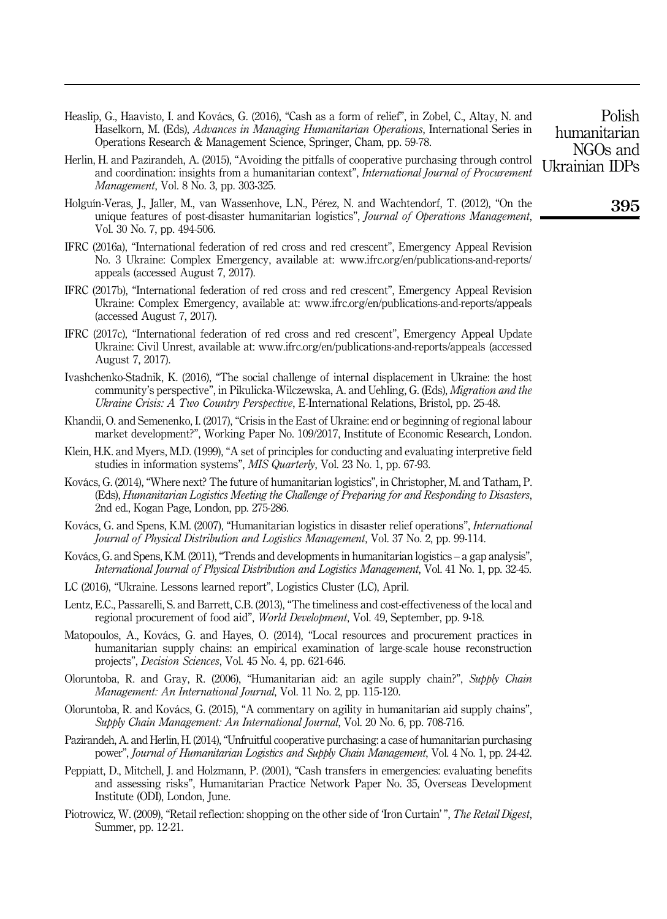Heaslip, G., Haavisto, I. and Kovács, G. (2016), "Cash as a form of relief", in Zobel, C., Altay, N. and Haselkorn, M. (Eds), *Advances in Managing Humanitarian Operations*, International Series in Operations Research & Management Science, Springer, Cham, pp. 59-78.

Herlin, H. and Pazirandeh, A. (2015), "Avoiding the pitfalls of cooperative purchasing through control and coordination: insights from a humanitarian context", *International Journal of Procurement Management*, Vol. 8 No. 3, pp. 303-325.

Holguín-Veras, J., Jaller, M., van Wassenhove, L.N., Pérez, N. and Wachtendorf, T. (2012), "On the unique features of post-disaster humanitarian logistics", *Journal of Operations Management*, Vol. 30 No. 7, pp. 494-506.

IFRC (2016a), "International federation of red cross and red crescent", Emergency Appeal Revision No. 3 Ukraine: Complex Emergency, available at: www.ifrc.org/en/publications-and-reports/appeals (accessed August 7, 2017).

IFRC (2017b), "International federation of red cross and red crescent", Emergency Appeal Revision Ukraine: Complex Emergency, available at: www.ifrc.org/en/publications-and-reports/appeals (accessed August 7, 2017).

IFRC (2017c), "International federation of red cross and red crescent", Emergency Appeal Update Ukraine: Civil Unrest, available at: www.ifrc.org/en/publications-and-reports/appeals (accessed August 7, 2017).

Ivashchenko-Stadnik, K. (2016), "The social challenge of internal displacement in Ukraine: the host community's perspective", in Pikulicka-Wilczewska, A. and Uehling, G. (Eds), *Migration and the Ukraine Crisis: A Two Country Perspective*, E-International Relations, Bristol, pp. 25-48.

Khandii, O. and Semenenko, I. (2017), "Crisis in the East of Ukraine: end or beginning of regional labour market development?", Working Paper No. 109/2017, Institute of Economic Research, London.

Klein, H.K. and Myers, M.D. (1999), "A set of principles for conducting and evaluating interpretive field studies in information systems", *MIS Quarterly*, Vol. 23 No. 1, pp. 67-93.

Kovács, G. (2014), "Where next? The future of humanitarian logistics", in Christopher, M. and Tatham, P. (Eds), *Humanitarian Logistics Meeting the Challenge of Preparing for and Responding to Disasters*, 2nd ed., Kogan Page, London, pp. 275-286.

Kovács, G. and Spens, K.M. (2007), "Humanitarian logistics in disaster relief operations", *International Journal of Physical Distribution and Logistics Management*, Vol. 37 No. 2, pp. 99-114.

Kovács, G. and Spens, K.M. (2011), "Trends and developments in humanitarian logistics – a gap analysis", *International Journal of Physical Distribution and Logistics Management*, Vol. 41 No. 1, pp. 32-45.

LC (2016), "Ukraine. Lessons learned report", Logistics Cluster (LC), April.

Lentz, E.C., Passarelli, S. and Barrett, C.B. (2013), "The timeliness and cost-effectiveness of the local and regional procurement of food aid", *World Development*, Vol. 49, September, pp. 9-18.

Matopoulos, A., Kovács, G. and Hayes, O. (2014), "Local resources and procurement practices in humanitarian supply chains: an empirical examination of large-scale house reconstruction projects", *Decision Sciences*, Vol. 45 No. 4, pp. 621-646.

Oloruntoba, R. and Gray, R. (2006), "Humanitarian aid: an agile supply chain?", *Supply Chain Management: An International Journal*, Vol. 11 No. 2, pp. 115-120.

Oloruntoba, R. and Kovács, G. (2015), "A commentary on agility in humanitarian aid supply chains", *Supply Chain Management: An International Journal*, Vol. 20 No. 6, pp. 708-716.

Pazirandeh, A. and Herlin, H. (2014), "Unfruitful cooperative purchasing: a case of humanitarian purchasing power", *Journal of Humanitarian Logistics and Supply Chain Management*, Vol. 4 No. 1, pp. 24-42.

Peppiatt, D., Mitchell, J. and Holzmann, P. (2001), "Cash transfers in emergencies: evaluating benefits and assessing risks", Humanitarian Practice Network Paper No. 35, Overseas Development Institute (ODI), London, June.

Piotrowicz, W. (2009), "Retail reflection: shopping on the other side of 'Iron Curtain' ", *The Retail Digest*, Summer, pp. 12-21.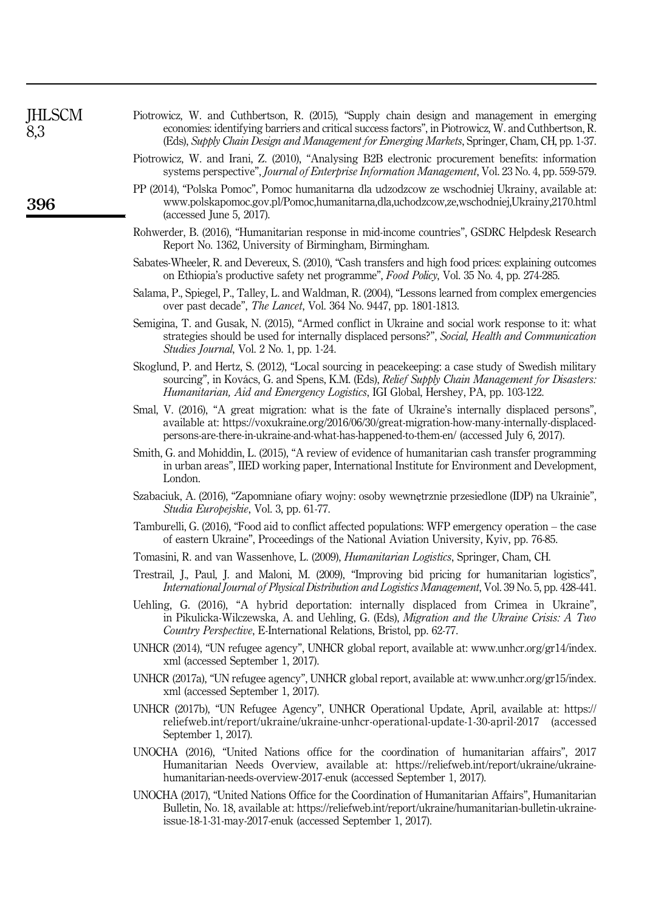Piotrowicz, W. and Cuthbertson, R. (2015), "Supply chain design and management in emerging economies: identifying barriers and critical success factors", in Piotrowicz, W. and Cuthbertson, R. (Eds), *Supply Chain Design and Management for Emerging Markets*, Springer, Cham, CH, pp. 1-37.

Piotrowicz, W. and Irani, Z. (2010), "Analysing B2B electronic procurement benefits: information systems perspective", *Journal of Enterprise Information Management*, Vol. 23 No. 4, pp. 559-579.

PP (2014), "Polska Pomoc", Pomoc humanitarna dla udzodzcow ze wschodniej Ukrainy, available at: www.polskapomoc.gov.pl/Pomoc,humanitarna,dla,uchodzcow,ze,wschodniej,Ukrainy,2170.html (accessed June 5, 2017).

Rohwerder, B. (2016), "Humanitarian response in mid-income countries", GSDRC Helpdesk Research Report No. 1362, University of Birmingham, Birmingham.

Sabates-Wheeler, R. and Devereux, S. (2010), "Cash transfers and high food prices: explaining outcomes on Ethiopia's productive safety net programme", *Food Policy*, Vol. 35 No. 4, pp. 274-285.

Salama, P., Spiegel, P., Talley, L. and Waldman, R. (2004), "Lessons learned from complex emergencies over past decade", *The Lancet*, Vol. 364 No. 9447, pp. 1801-1813.

Semigina, T. and Gusak, N. (2015), "Armed conflict in Ukraine and social work response to it: what strategies should be used for internally displaced persons?", *Social, Health and Communication Studies Journal*, Vol. 2 No. 1, pp. 1-24.

Skoglund, P. and Hertz, S. (2012), "Local sourcing in peacekeeping: a case study of Swedish military sourcing", in Kovács, G. and Spens, K.M. (Eds), *Relief Supply Chain Management for Disasters: Humanitarian, Aid and Emergency Logistics*, IGI Global, Hershey, PA, pp. 103-122.

Smal, V. (2016), "A great migration: what is the fate of Ukraine's internally displaced persons", available at: https://voxukraine.org/2016/06/30/great-migration-how-many-internally-displaced-persons-are-there-in-ukraine-and-what-has-happened-to-them-en/ (accessed July 6, 2017).

Smith, G. and Mohiddin, L. (2015), "A review of evidence of humanitarian cash transfer programming in urban areas", IIED working paper, International Institute for Environment and Development, London.

Szabaciuk, A. (2016), "Zapomniane ofiary wojny: osoby wewnętrznie przesiedlone (IDP) na Ukrainie", *Studia Europejskie*, Vol. 3, pp. 61-77.

Tamburelli, G. (2016), "Food aid to conflict affected populations: WFP emergency operation – the case of eastern Ukraine", Proceedings of the National Aviation University, Kyiv, pp. 76-85.

Tomasini, R. and van Wassenhove, L. (2009), *Humanitarian Logistics*, Springer, Cham, CH.

Trestrail, J., Paul, J. and Maloni, M. (2009), "Improving bid pricing for humanitarian logistics", *International Journal of Physical Distribution and Logistics Management*, Vol. 39 No. 5, pp. 428-441.

Uehling, G. (2016), "A hybrid deportation: internally displaced from Crimea in Ukraine", in Pikulicka-Wilczewska, A. and Uehling, G. (Eds), *Migration and the Ukraine Crisis: A Two Country Perspective*, E-International Relations, Bristol, pp. 62-77.

UNHCR (2014), "UN refugee agency", UNHCR global report, available at: www.unhcr.org/gr14/index.xml (accessed September 1, 2017).

UNHCR (2017a), "UN refugee agency", UNHCR global report, available at: www.unhcr.org/gr15/index.xml (accessed September 1, 2017).

UNHCR (2017b), "UN Refugee Agency", UNHCR Operational Update, April, available at: https://reliefweb.int/report/ukraine/ukraine-unhcr-operational-update-1-30-april-2017 (accessed September 1, 2017).

UNOCHA (2016), "United Nations office for the coordination of humanitarian affairs", 2017 Humanitarian Needs Overview, available at: https://reliefweb.int/report/ukraine/ukraine-humanitarian-needs-overview-2017-enuk (accessed September 1, 2017).

UNOCHA (2017), "United Nations Office for the Coordination of Humanitarian Affairs", Humanitarian Bulletin, No. 18, available at: https://reliefweb.int/report/ukraine/humanitarian-bulletin-ukraine-issue-18-1-31-may-2017-enuk (accessed September 1, 2017).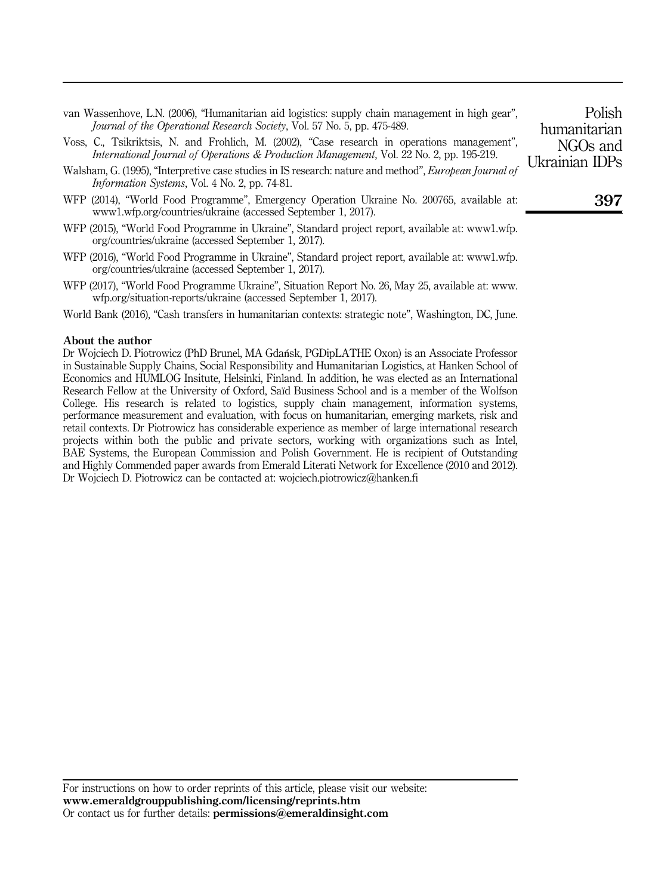van Wassenhove, L.N. (2006), "Humanitarian aid logistics: supply chain management in high gear", *Journal of the Operational Research Society*, Vol. 57 No. 5, pp. 475-489.

Voss, C., Tsikriktsis, N. and Frohlich, M. (2002), "Case research in operations management", *International Journal of Operations & Production Management*, Vol. 22 No. 2, pp. 195-219.

Walsham, G. (1995), "Interpretive case studies in IS research: nature and method", *European Journal of Information Systems*, Vol. 4 No. 2, pp. 74-81.

WFP (2014), "World Food Programme", Emergency Operation Ukraine No. 200765, available at: www1.wfp.org/countries/ukraine (accessed September 1, 2017).

WFP (2015), "World Food Programme in Ukraine", Standard project report, available at: www1.wfp.org/countries/ukraine (accessed September 1, 2017).

WFP (2016), "World Food Programme in Ukraine", Standard project report, available at: www1.wfp.org/countries/ukraine (accessed September 1, 2017).

WFP (2017), "World Food Programme Ukraine", Situation Report No. 26, May 25, available at: www.wfp.org/situation-reports/ukraine (accessed September 1, 2017).

World Bank (2016), "Cash transfers in humanitarian contexts: strategic note", Washington, DC, June.

### About the author

Dr Wojciech D. Piotrowicz (PhD Brunel, MA Gdańsk, PGDipLATHE Oxon) is an Associate Professor in Sustainable Supply Chains, Social Responsibility and Humanitarian Logistics, at Hanken School of Economics and HUMLOG Insitute, Helsinki, Finland. In addition, he was elected as an International Research Fellow at the University of Oxford, Saïd Business School and is a member of the Wolfson College. His research is related to logistics, supply chain management, information systems, performance measurement and evaluation, with focus on humanitarian, emerging markets, risk and retail contexts. Dr Piotrowicz has considerable experience as member of large international research projects within both the public and private sectors, working with organizations such as Intel, BAE Systems, the European Commission and Polish Government. He is recipient of Outstanding and Highly Commended paper awards from Emerald Literati Network for Excellence (2010 and 2012). Dr Wojciech D. Piotrowicz can be contacted at: wojciech.piotrowicz@hanken.fi

For instructions on how to order reprints of this article, please visit our website:
**www.emeraldgrouppublishing.com/licensing/reprints.htm**
Or contact us for further details: **permissions@emeraldinsight.com**